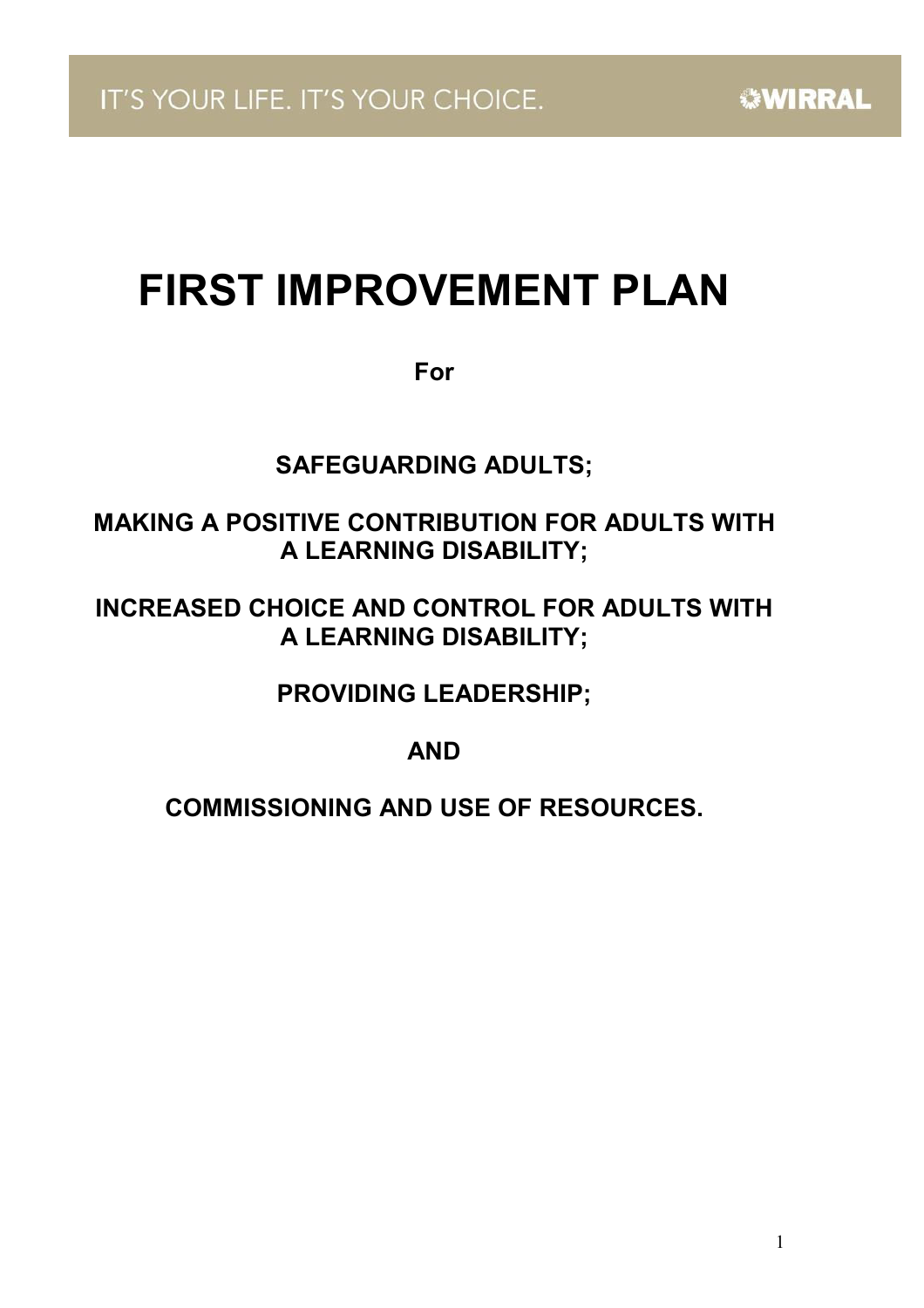IT'S YOUR LIFE. IT'S YOUR CHOICE. WIRRAL

# FIRST IMPROVEMENT PLAN

**For**

**SAFEGUARDING ADULTS;**

**MAKING A POSITIVE CONTRIBUTION FOR ADULTS WITH A LEARNING DISABILITY;**

**INCREASED CHOICE AND CONTROL FOR ADULTS WITH A LEARNING DISABILITY;**

**PROVIDING LEADERSHIP;**

**AND**

**COMMISSIONING AND USE OF RESOURCES.**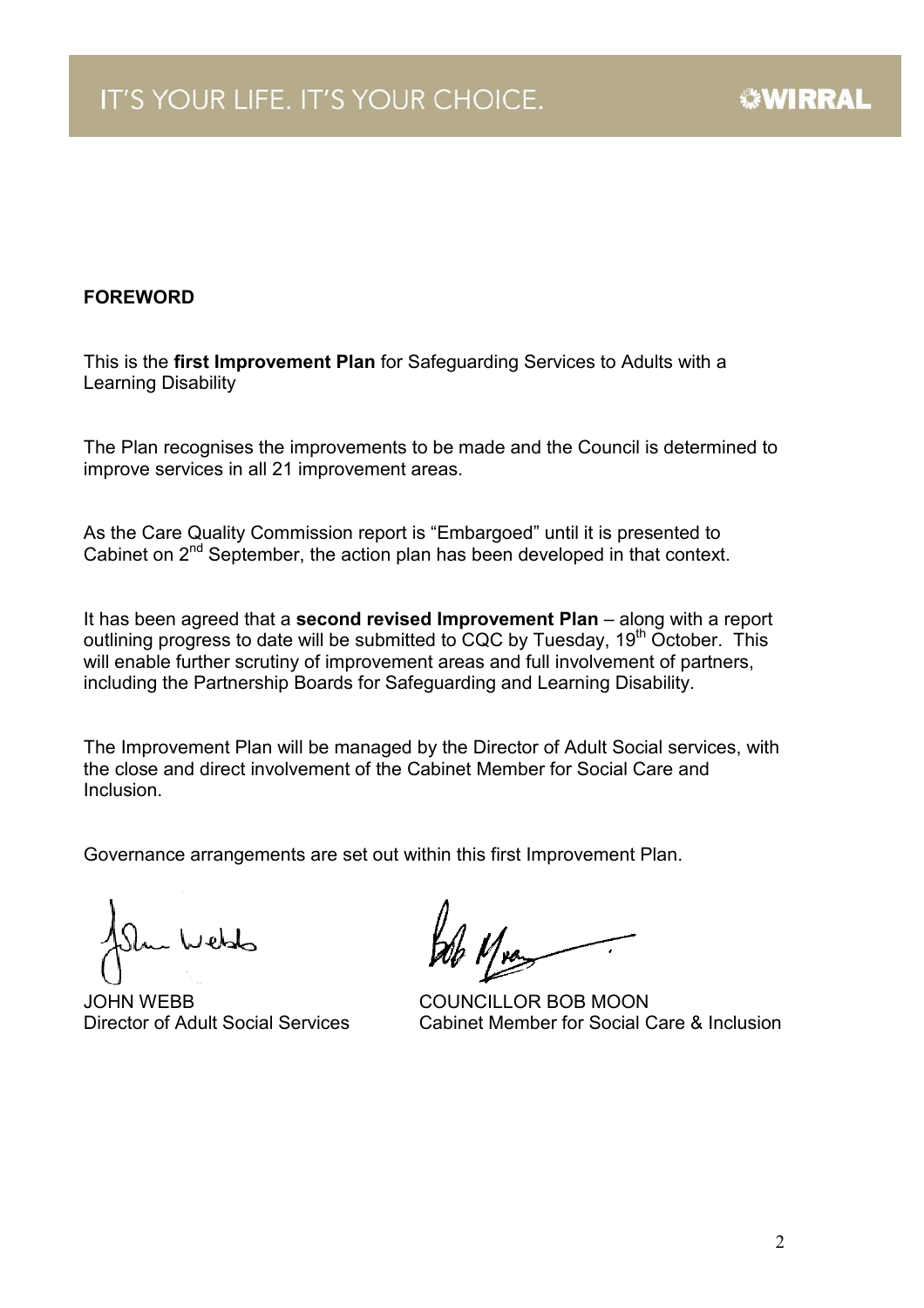## FOREWORD

This is the **first Improvement Plan** for Safeguarding Services to Adults with a Learning Disability

The Plan recognises the improvements to be made and the Council is determined to improve services in all 21 improvement areas.

As the Care Quality Commission report is "Embargoed" until it is presented to Cabinet on 2nd September, the action plan has been developed in that context.

It has been agreed that a **second revised Improvement Plan** – along with a report outlining progress to date will be submitted to CQC by Tuesday, 19th October. This will enable further scrutiny of improvement areas and full involvement of partners, including the Partnership Boards for Safeguarding and Learning Disability.

The Improvement Plan will be managed by the Director of Adult Social services, with the close and direct involvement of the Cabinet Member for Social Care and Inclusion.

Governance arrangements are set out within this first Improvement Plan.

JOHN WEBB
Director of Adult Social Services

COUNCILLOR BOB MOON
Cabinet Member for Social Care & Inclusion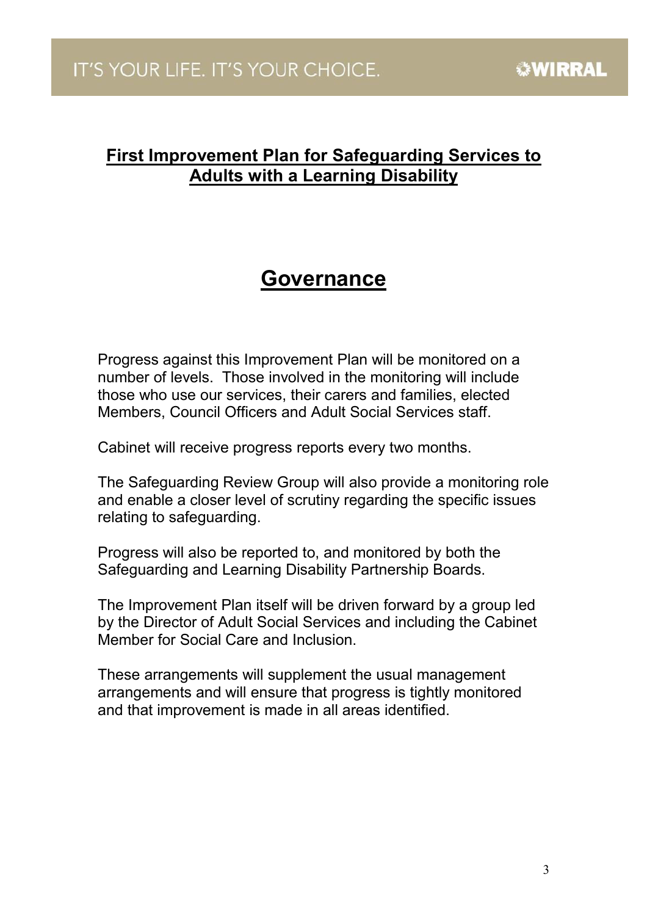## First Improvement Plan for Safeguarding Services to Adults with a Learning Disability

# Governance

Progress against this Improvement Plan will be monitored on a number of levels. Those involved in the monitoring will include those who use our services, their carers and families, elected Members, Council Officers and Adult Social Services staff.

Cabinet will receive progress reports every two months.

The Safeguarding Review Group will also provide a monitoring role and enable a closer level of scrutiny regarding the specific issues relating to safeguarding.

Progress will also be reported to, and monitored by both the Safeguarding and Learning Disability Partnership Boards.

The Improvement Plan itself will be driven forward by a group led by the Director of Adult Social Services and including the Cabinet Member for Social Care and Inclusion.

These arrangements will supplement the usual management arrangements and will ensure that progress is tightly monitored and that improvement is made in all areas identified.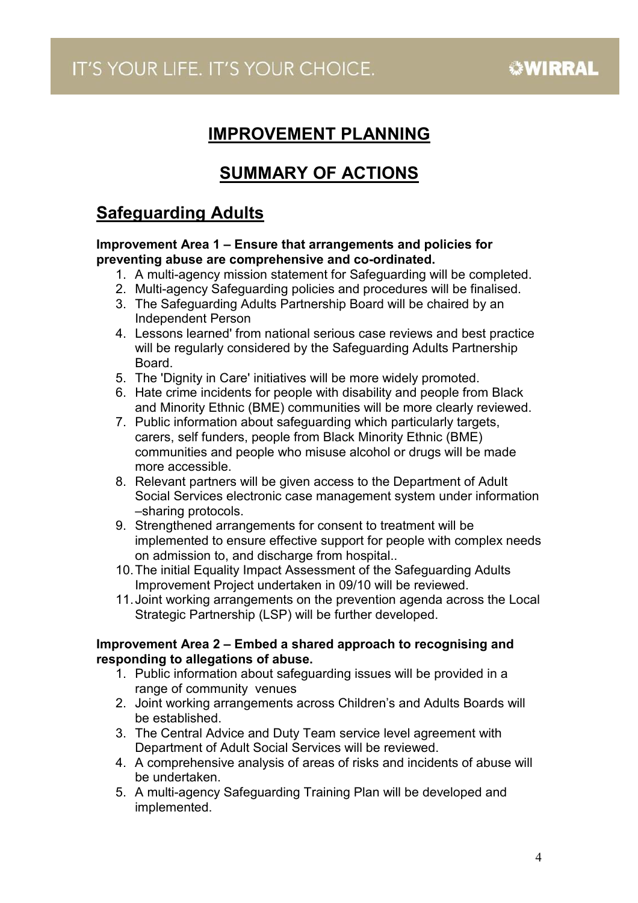# IMPROVEMENT PLANNING

# SUMMARY OF ACTIONS

## Safeguarding Adults

**Improvement Area 1 – Ensure that arrangements and policies for preventing abuse are comprehensive and co-ordinated.**

1. A multi-agency mission statement for Safeguarding will be completed.
2. Multi-agency Safeguarding policies and procedures will be finalised.
3. The Safeguarding Adults Partnership Board will be chaired by an Independent Person
4. Lessons learned' from national serious case reviews and best practice will be regularly considered by the Safeguarding Adults Partnership Board.
5. The 'Dignity in Care' initiatives will be more widely promoted.
6. Hate crime incidents for people with disability and people from Black and Minority Ethnic (BME) communities will be more clearly reviewed.
7. Public information about safeguarding which particularly targets, carers, self funders, people from Black Minority Ethnic (BME) communities and people who misuse alcohol or drugs will be made more accessible.
8. Relevant partners will be given access to the Department of Adult Social Services electronic case management system under information –sharing protocols.
9. Strengthened arrangements for consent to treatment will be implemented to ensure effective support for people with complex needs on admission to, and discharge from hospital..
10. The initial Equality Impact Assessment of the Safeguarding Adults Improvement Project undertaken in 09/10 will be reviewed.
11. Joint working arrangements on the prevention agenda across the Local Strategic Partnership (LSP) will be further developed.

**Improvement Area 2 – Embed a shared approach to recognising and responding to allegations of abuse.**

1. Public information about safeguarding issues will be provided in a range of community venues
2. Joint working arrangements across Children's and Adults Boards will be established.
3. The Central Advice and Duty Team service level agreement with Department of Adult Social Services will be reviewed.
4. A comprehensive analysis of areas of risks and incidents of abuse will be undertaken.
5. A multi-agency Safeguarding Training Plan will be developed and implemented.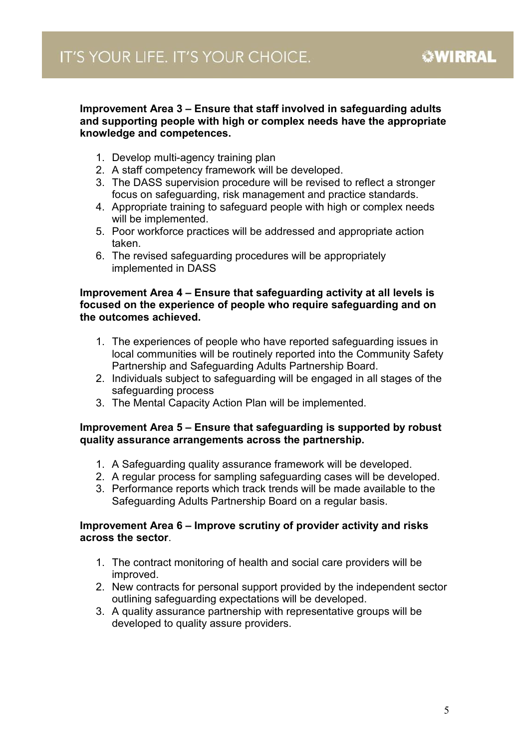**Improvement Area 3 – Ensure that staff involved in safeguarding adults and supporting people with high or complex needs have the appropriate knowledge and competences.**

1. Develop multi-agency training plan
2. A staff competency framework will be developed.
3. The DASS supervision procedure will be revised to reflect a stronger focus on safeguarding, risk management and practice standards.
4. Appropriate training to safeguard people with high or complex needs will be implemented.
5. Poor workforce practices will be addressed and appropriate action taken.
6. The revised safeguarding procedures will be appropriately implemented in DASS

**Improvement Area 4 – Ensure that safeguarding activity at all levels is focused on the experience of people who require safeguarding and on the outcomes achieved.**

1. The experiences of people who have reported safeguarding issues in local communities will be routinely reported into the Community Safety Partnership and Safeguarding Adults Partnership Board.
2. Individuals subject to safeguarding will be engaged in all stages of the safeguarding process
3. The Mental Capacity Action Plan will be implemented.

**Improvement Area 5 – Ensure that safeguarding is supported by robust quality assurance arrangements across the partnership.**

1. A Safeguarding quality assurance framework will be developed.
2. A regular process for sampling safeguarding cases will be developed.
3. Performance reports which track trends will be made available to the Safeguarding Adults Partnership Board on a regular basis.

**Improvement Area 6 – Improve scrutiny of provider activity and risks across the sector**.

1. The contract monitoring of health and social care providers will be improved.
2. New contracts for personal support provided by the independent sector outlining safeguarding expectations will be developed.
3. A quality assurance partnership with representative groups will be developed to quality assure providers.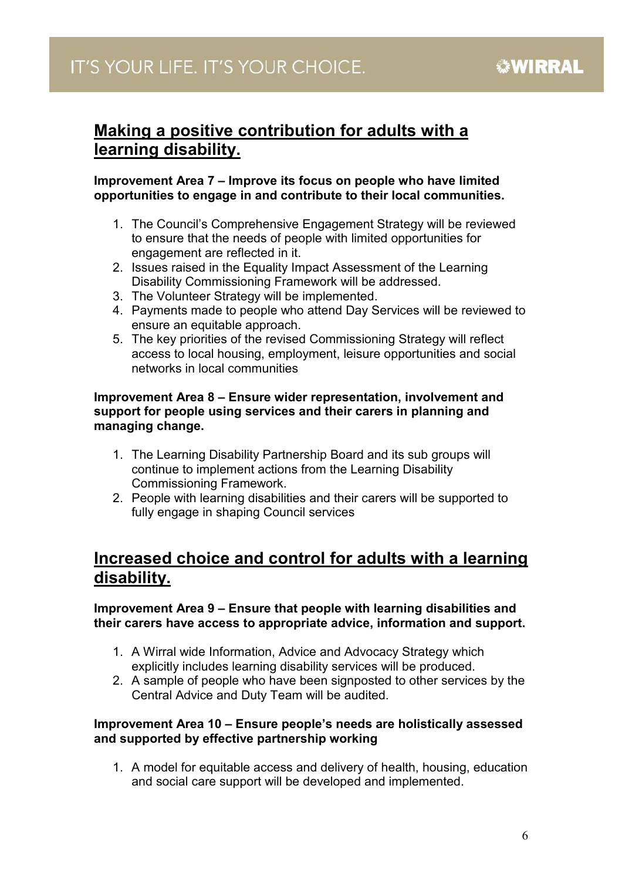## Making a positive contribution for adults with a learning disability.

**Improvement Area 7 – Improve its focus on people who have limited opportunities to engage in and contribute to their local communities.**

1. The Council's Comprehensive Engagement Strategy will be reviewed to ensure that the needs of people with limited opportunities for engagement are reflected in it.
2. Issues raised in the Equality Impact Assessment of the Learning Disability Commissioning Framework will be addressed.
3. The Volunteer Strategy will be implemented.
4. Payments made to people who attend Day Services will be reviewed to ensure an equitable approach.
5. The key priorities of the revised Commissioning Strategy will reflect access to local housing, employment, leisure opportunities and social networks in local communities

**Improvement Area 8 – Ensure wider representation, involvement and support for people using services and their carers in planning and managing change.**

1. The Learning Disability Partnership Board and its sub groups will continue to implement actions from the Learning Disability Commissioning Framework.
2. People with learning disabilities and their carers will be supported to fully engage in shaping Council services

## Increased choice and control for adults with a learning disability.

**Improvement Area 9 – Ensure that people with learning disabilities and their carers have access to appropriate advice, information and support.**

1. A Wirral wide Information, Advice and Advocacy Strategy which explicitly includes learning disability services will be produced.
2. A sample of people who have been signposted to other services by the Central Advice and Duty Team will be audited.

**Improvement Area 10 – Ensure people's needs are holistically assessed and supported by effective partnership working**

1. A model for equitable access and delivery of health, housing, education and social care support will be developed and implemented.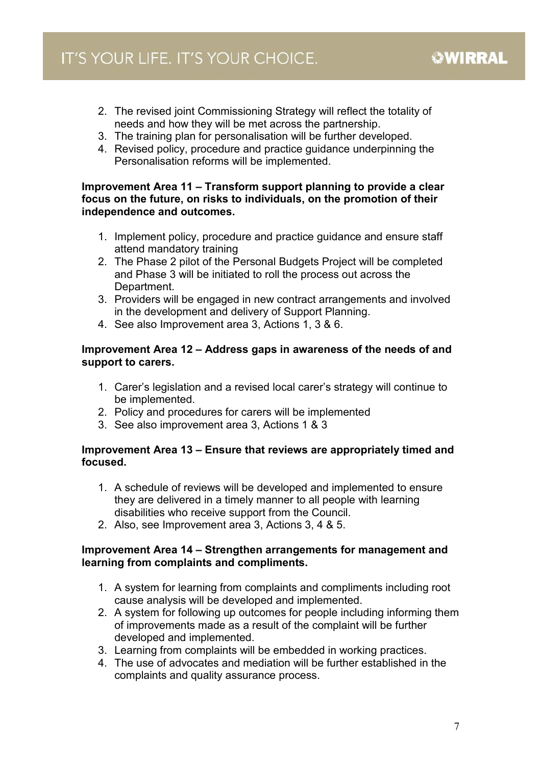2. The revised joint Commissioning Strategy will reflect the totality of needs and how they will be met across the partnership.
3. The training plan for personalisation will be further developed.
4. Revised policy, procedure and practice guidance underpinning the Personalisation reforms will be implemented.

**Improvement Area 11 – Transform support planning to provide a clear focus on the future, on risks to individuals, on the promotion of their independence and outcomes.**

1. Implement policy, procedure and practice guidance and ensure staff attend mandatory training
2. The Phase 2 pilot of the Personal Budgets Project will be completed and Phase 3 will be initiated to roll the process out across the Department.
3. Providers will be engaged in new contract arrangements and involved in the development and delivery of Support Planning.
4. See also Improvement area 3, Actions 1, 3 & 6.

**Improvement Area 12 – Address gaps in awareness of the needs of and support to carers.**

1. Carer's legislation and a revised local carer's strategy will continue to be implemented.
2. Policy and procedures for carers will be implemented
3. See also improvement area 3, Actions 1 & 3

**Improvement Area 13 – Ensure that reviews are appropriately timed and focused.**

1. A schedule of reviews will be developed and implemented to ensure they are delivered in a timely manner to all people with learning disabilities who receive support from the Council.
2. Also, see Improvement area 3, Actions 3, 4 & 5.

**Improvement Area 14 – Strengthen arrangements for management and learning from complaints and compliments.**

1. A system for learning from complaints and compliments including root cause analysis will be developed and implemented.
2. A system for following up outcomes for people including informing them of improvements made as a result of the complaint will be further developed and implemented.
3. Learning from complaints will be embedded in working practices.
4. The use of advocates and mediation will be further established in the complaints and quality assurance process.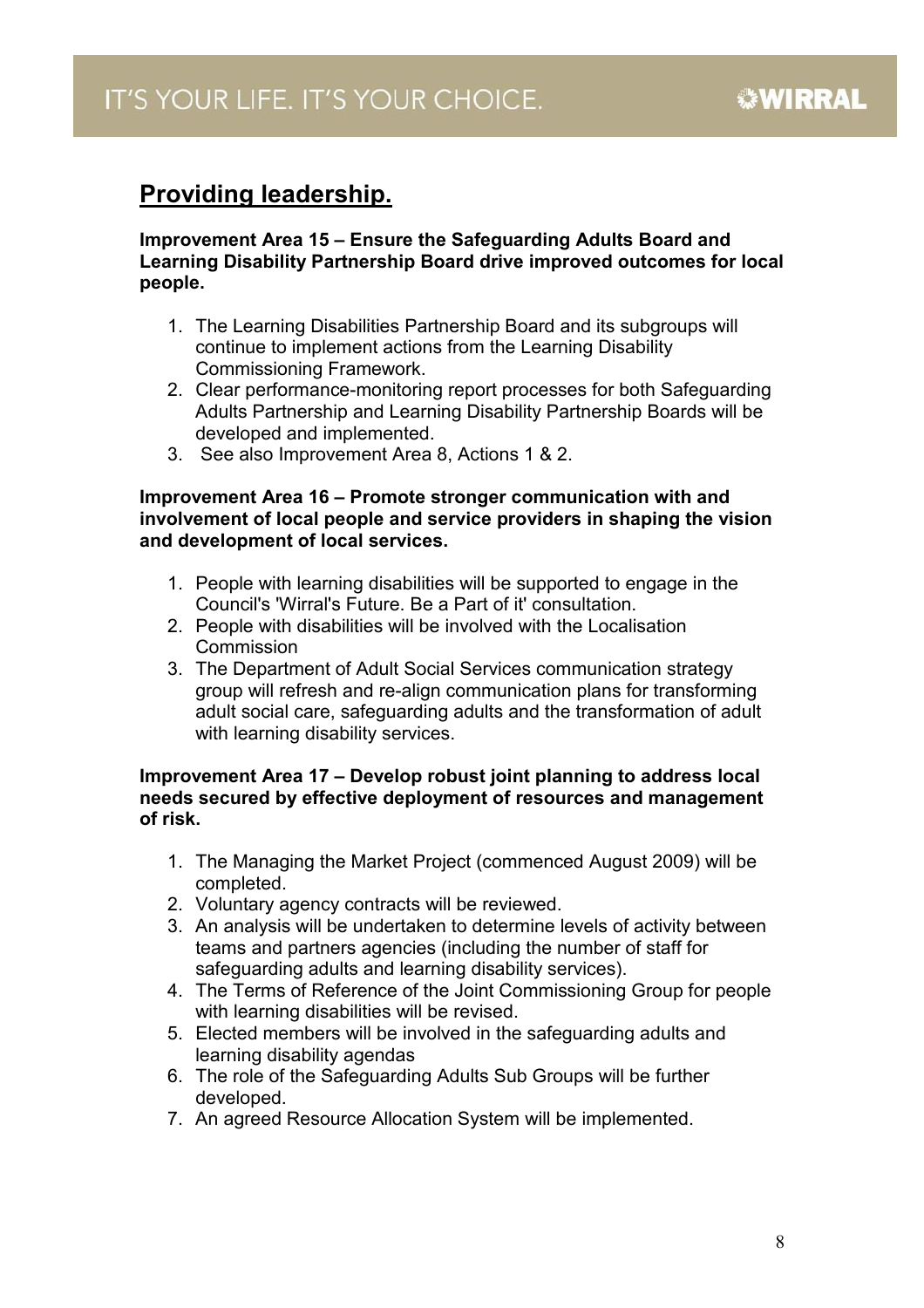## Providing leadership.

**Improvement Area 15 – Ensure the Safeguarding Adults Board and Learning Disability Partnership Board drive improved outcomes for local people.**

1. The Learning Disabilities Partnership Board and its subgroups will continue to implement actions from the Learning Disability Commissioning Framework.
2. Clear performance-monitoring report processes for both Safeguarding Adults Partnership and Learning Disability Partnership Boards will be developed and implemented.
3. See also Improvement Area 8, Actions 1 & 2.

**Improvement Area 16 – Promote stronger communication with and involvement of local people and service providers in shaping the vision and development of local services.**

1. People with learning disabilities will be supported to engage in the Council's 'Wirral's Future. Be a Part of it' consultation.
2. People with disabilities will be involved with the Localisation Commission
3. The Department of Adult Social Services communication strategy group will refresh and re-align communication plans for transforming adult social care, safeguarding adults and the transformation of adult with learning disability services.

**Improvement Area 17 – Develop robust joint planning to address local needs secured by effective deployment of resources and management of risk.**

1. The Managing the Market Project (commenced August 2009) will be completed.
2. Voluntary agency contracts will be reviewed.
3. An analysis will be undertaken to determine levels of activity between teams and partners agencies (including the number of staff for safeguarding adults and learning disability services).
4. The Terms of Reference of the Joint Commissioning Group for people with learning disabilities will be revised.
5. Elected members will be involved in the safeguarding adults and learning disability agendas
6. The role of the Safeguarding Adults Sub Groups will be further developed.
7. An agreed Resource Allocation System will be implemented.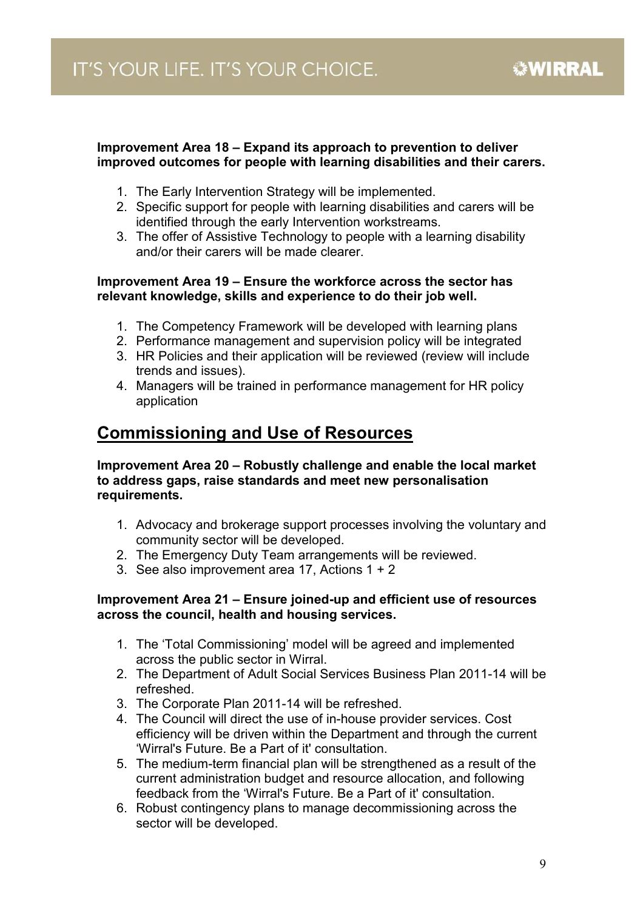**Improvement Area 18 – Expand its approach to prevention to deliver improved outcomes for people with learning disabilities and their carers.**

1. The Early Intervention Strategy will be implemented.
2. Specific support for people with learning disabilities and carers will be identified through the early Intervention workstreams.
3. The offer of Assistive Technology to people with a learning disability and/or their carers will be made clearer.

**Improvement Area 19 – Ensure the workforce across the sector has relevant knowledge, skills and experience to do their job well.**

1. The Competency Framework will be developed with learning plans
2. Performance management and supervision policy will be integrated
3. HR Policies and their application will be reviewed (review will include trends and issues).
4. Managers will be trained in performance management for HR policy application

## Commissioning and Use of Resources

**Improvement Area 20 – Robustly challenge and enable the local market to address gaps, raise standards and meet new personalisation requirements.**

1. Advocacy and brokerage support processes involving the voluntary and community sector will be developed.
2. The Emergency Duty Team arrangements will be reviewed.
3. See also improvement area 17, Actions 1 + 2

**Improvement Area 21 – Ensure joined-up and efficient use of resources across the council, health and housing services.**

1. The 'Total Commissioning' model will be agreed and implemented across the public sector in Wirral.
2. The Department of Adult Social Services Business Plan 2011-14 will be refreshed.
3. The Corporate Plan 2011-14 will be refreshed.
4. The Council will direct the use of in-house provider services. Cost efficiency will be driven within the Department and through the current 'Wirral's Future. Be a Part of it' consultation.
5. The medium-term financial plan will be strengthened as a result of the current administration budget and resource allocation, and following feedback from the 'Wirral's Future. Be a Part of it' consultation.
6. Robust contingency plans to manage decommissioning across the sector will be developed.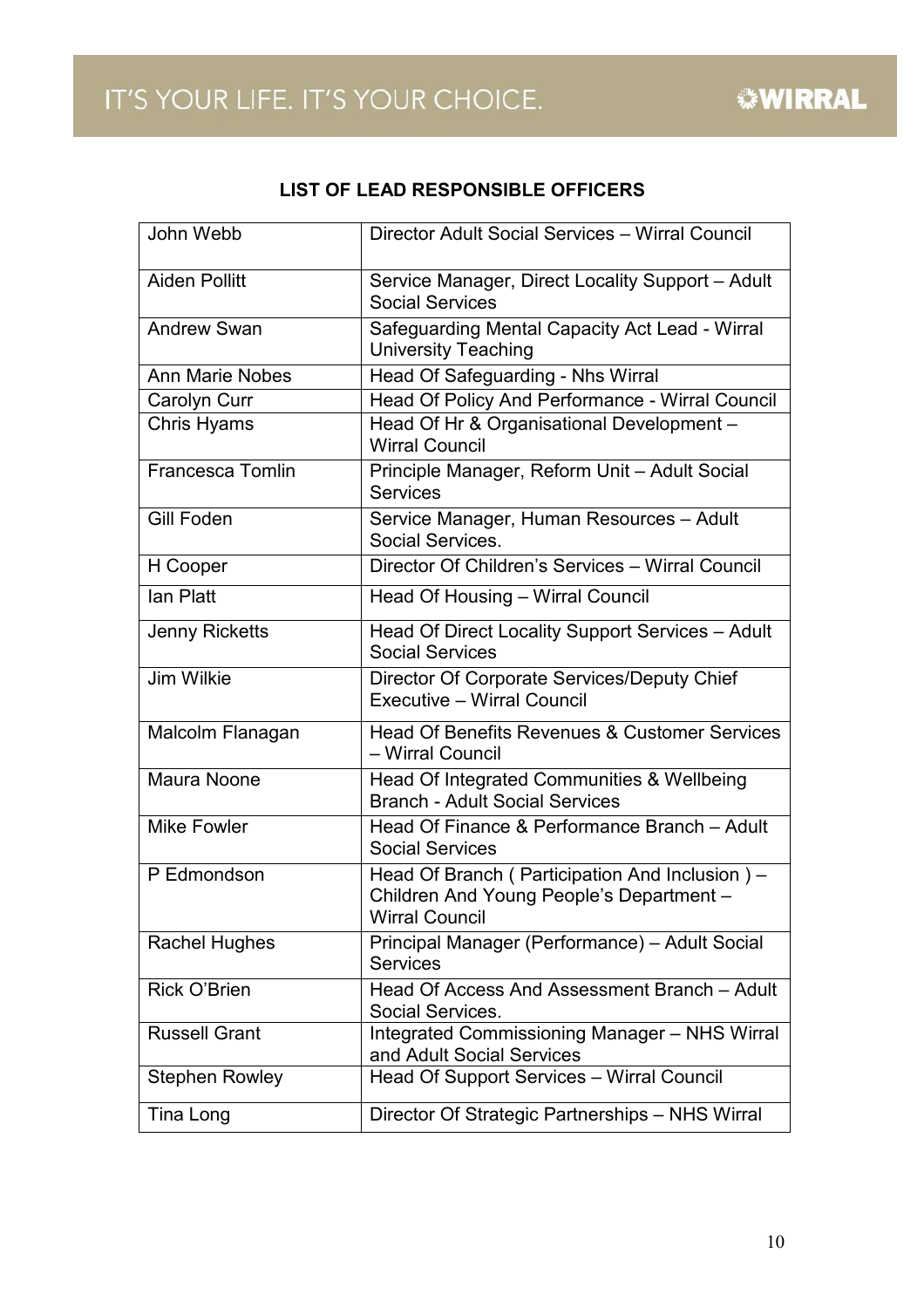## LIST OF LEAD RESPONSIBLE OFFICERS

| | |
|---|---|
| John Webb | Director Adult Social Services – Wirral Council |
| Aiden Pollitt | Service Manager, Direct Locality Support – Adult Social Services |
| Andrew Swan | Safeguarding Mental Capacity Act Lead - Wirral University Teaching |
| Ann Marie Nobes | Head Of Safeguarding - Nhs Wirral |
| Carolyn Curr | Head Of Policy And Performance - Wirral Council |
| Chris Hyams | Head Of Hr & Organisational Development – Wirral Council |
| Francesca Tomlin | Principle Manager, Reform Unit – Adult Social Services |
| Gill Foden | Service Manager, Human Resources – Adult Social Services. |
| H Cooper | Director Of Children's Services – Wirral Council |
| Ian Platt | Head Of Housing – Wirral Council |
| Jenny Ricketts | Head Of Direct Locality Support Services – Adult Social Services |
| Jim Wilkie | Director Of Corporate Services/Deputy Chief Executive – Wirral Council |
| Malcolm Flanagan | Head Of Benefits Revenues & Customer Services – Wirral Council |
| Maura Noone | Head Of Integrated Communities & Wellbeing Branch - Adult Social Services |
| Mike Fowler | Head Of Finance & Performance Branch – Adult Social Services |
| P Edmondson | Head Of Branch ( Participation And Inclusion ) – Children And Young People's Department – Wirral Council |
| Rachel Hughes | Principal Manager (Performance) – Adult Social Services |
| Rick O'Brien | Head Of Access And Assessment Branch – Adult Social Services. |
| Russell Grant | Integrated Commissioning Manager – NHS Wirral and Adult Social Services |
| Stephen Rowley | Head Of Support Services – Wirral Council |
| Tina Long | Director Of Strategic Partnerships – NHS Wirral |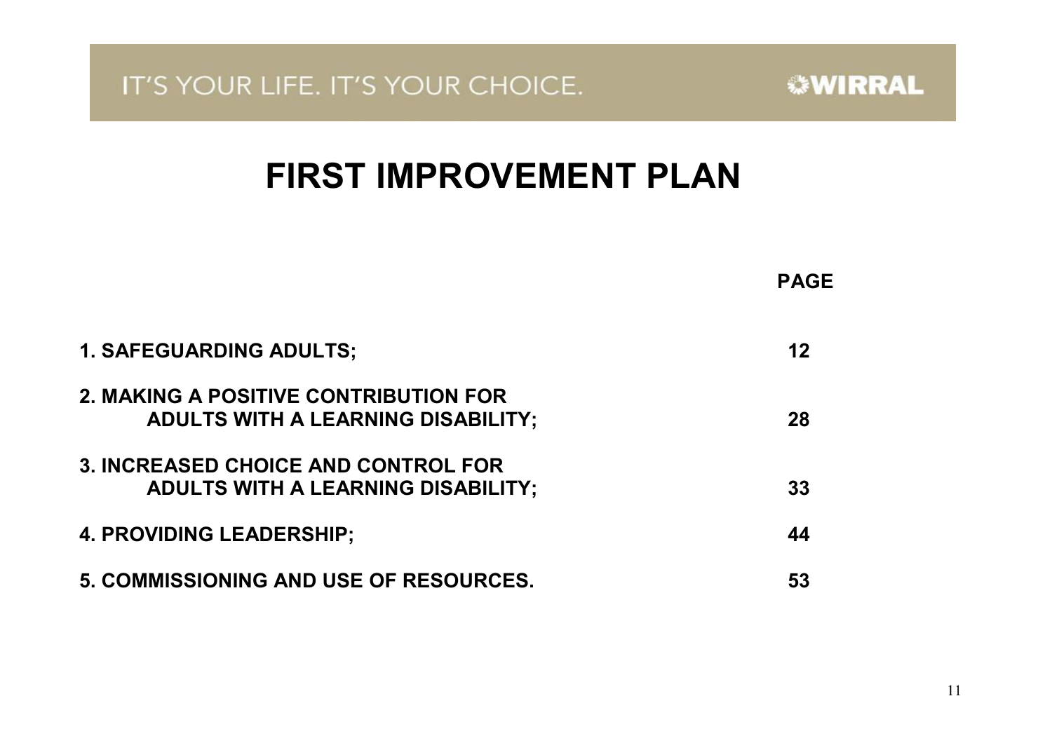IT'S YOUR LIFE. IT'S YOUR CHOICE.

WIRRAL

# FIRST IMPROVEMENT PLAN

| | PAGE |
|---|---|
| **1. SAFEGUARDING ADULTS;** | **12** |
| **2. MAKING A POSITIVE CONTRIBUTION FOR ADULTS WITH A LEARNING DISABILITY;** | **28** |
| **3. INCREASED CHOICE AND CONTROL FOR ADULTS WITH A LEARNING DISABILITY;** | **33** |
| **4. PROVIDING LEADERSHIP;** | **44** |
| **5. COMMISSIONING AND USE OF RESOURCES.** | **53** |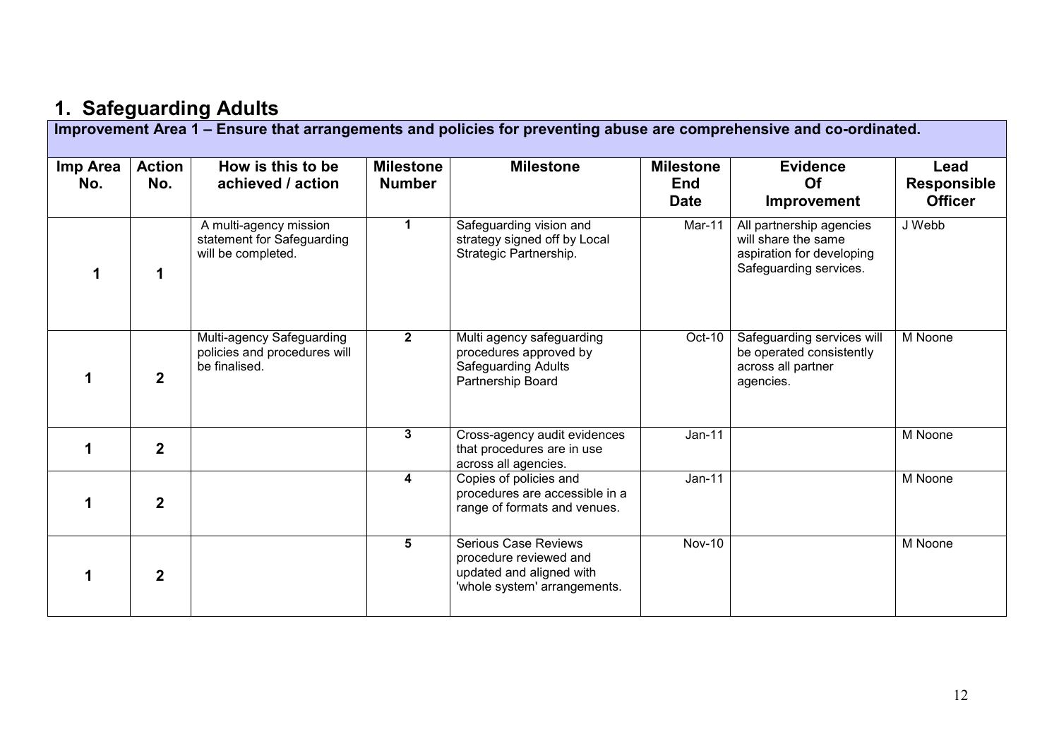# 1. Safeguarding Adults

**Improvement Area 1 – Ensure that arrangements and policies for preventing abuse are comprehensive and co-ordinated.**

| Imp Area No. | Action No. | How is this to be achieved / action | Milestone Number | Milestone | Milestone End Date | Evidence Of Improvement | Lead Responsible Officer |
|---|---|---|---|---|---|---|---|
| 1 | 1 | A multi-agency mission statement for Safeguarding will be completed. | 1 | Safeguarding vision and strategy signed off by Local Strategic Partnership. | Mar-11 | All partnership agencies will share the same aspiration for developing Safeguarding services. | J Webb |
| 1 | 2 | Multi-agency Safeguarding policies and procedures will be finalised. | 2 | Multi agency safeguarding procedures approved by Safeguarding Adults Partnership Board | Oct-10 | Safeguarding services will be operated consistently across all partner agencies. | M Noone |
| 1 | 2 | | 3 | Cross-agency audit evidences that procedures are in use across all agencies. | Jan-11 | | M Noone |
| 1 | 2 | | 4 | Copies of policies and procedures are accessible in a range of formats and venues. | Jan-11 | | M Noone |
| 1 | 2 | | 5 | Serious Case Reviews procedure reviewed and updated and aligned with 'whole system' arrangements. | Nov-10 | | M Noone |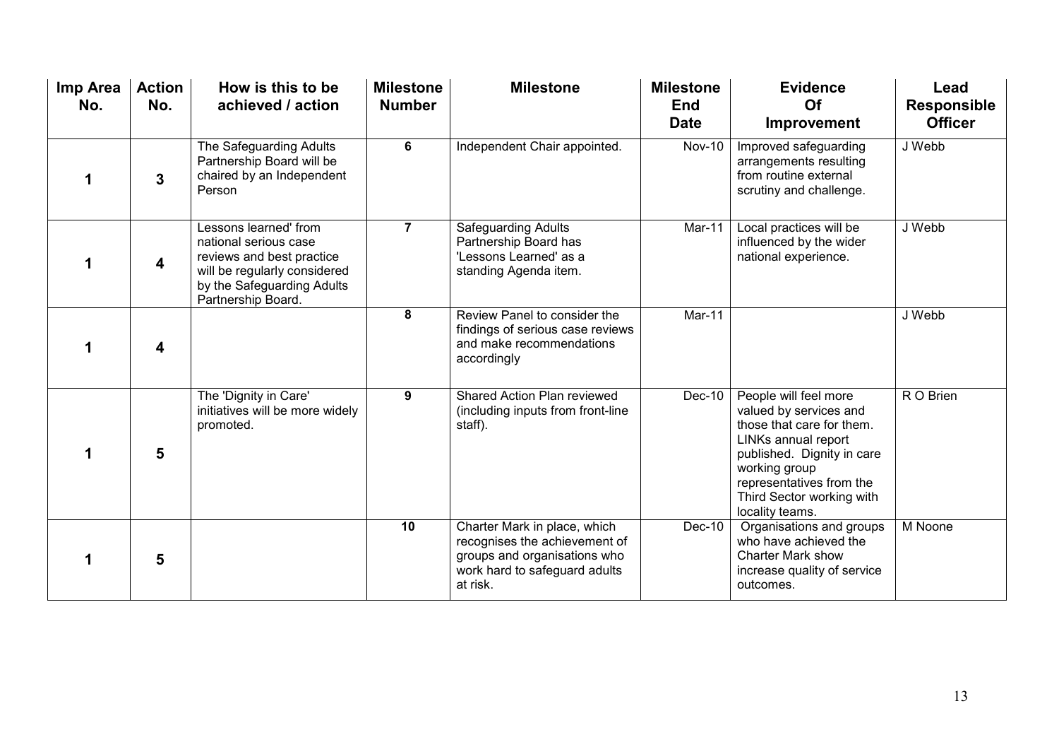| Imp Area No. | Action No. | How is this to be achieved / action | Milestone Number | Milestone | Milestone End Date | Evidence Of Improvement | Lead Responsible Officer |
|---|---|---|---|---|---|---|---|
| 1 | 3 | The Safeguarding Adults Partnership Board will be chaired by an Independent Person | 6 | Independent Chair appointed. | Nov-10 | Improved safeguarding arrangements resulting from routine external scrutiny and challenge. | J Webb |
| 1 | 4 | Lessons learned' from national serious case reviews and best practice will be regularly considered by the Safeguarding Adults Partnership Board. | 7 | Safeguarding Adults Partnership Board has 'Lessons Learned' as a standing Agenda item. | Mar-11 | Local practices will be influenced by the wider national experience. | J Webb |
| 1 | 4 | | 8 | Review Panel to consider the findings of serious case reviews and make recommendations accordingly | Mar-11 | | J Webb |
| 1 | 5 | The 'Dignity in Care' initiatives will be more widely promoted. | 9 | Shared Action Plan reviewed (including inputs from front-line staff). | Dec-10 | People will feel more valued by services and those that care for them. LINKs annual report published. Dignity in care working group representatives from the Third Sector working with locality teams. | R O Brien |
| 1 | 5 | | 10 | Charter Mark in place, which recognises the achievement of groups and organisations who work hard to safeguard adults at risk. | Dec-10 | Organisations and groups who have achieved the Charter Mark show increase quality of service outcomes. | M Noone |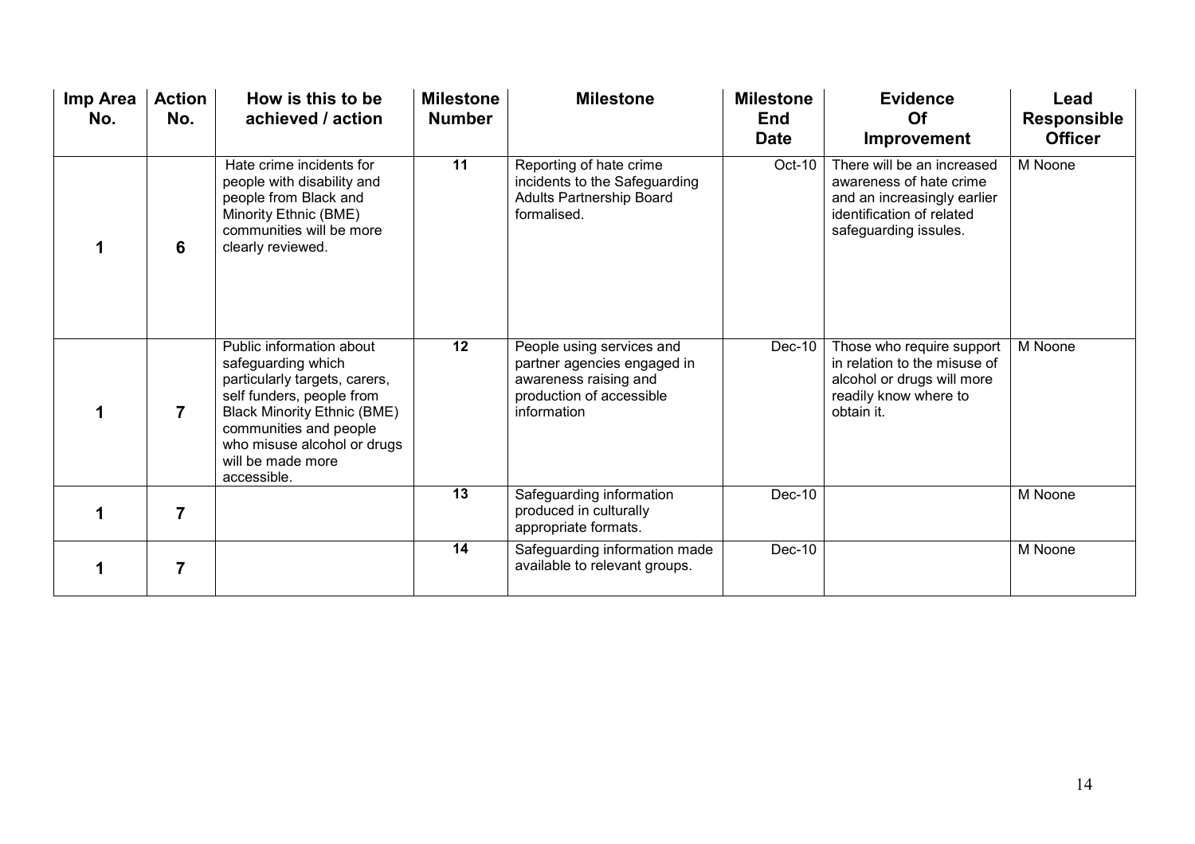| Imp Area No. | Action No. | How is this to be achieved / action | Milestone Number | Milestone | Milestone End Date | Evidence Of Improvement | Lead Responsible Officer |
|---|---|---|---|---|---|---|---|
| 1 | 6 | Hate crime incidents for people with disability and people from Black and Minority Ethnic (BME) communities will be more clearly reviewed. | 11 | Reporting of hate crime incidents to the Safeguarding Adults Partnership Board formalised. | Oct-10 | There will be an increased awareness of hate crime and an increasingly earlier identification of related safeguarding issules. | M Noone |
| 1 | 7 | Public information about safeguarding which particularly targets, carers, self funders, people from Black Minority Ethnic (BME) communities and people who misuse alcohol or drugs will be made more accessible. | 12 | People using services and partner agencies engaged in awareness raising and production of accessible information | Dec-10 | Those who require support in relation to the misuse of alcohol or drugs will more readily know where to obtain it. | M Noone |
| 1 | 7 | | 13 | Safeguarding information produced in culturally appropriate formats. | Dec-10 | | M Noone |
| 1 | 7 | | 14 | Safeguarding information made available to relevant groups. | Dec-10 | | M Noone |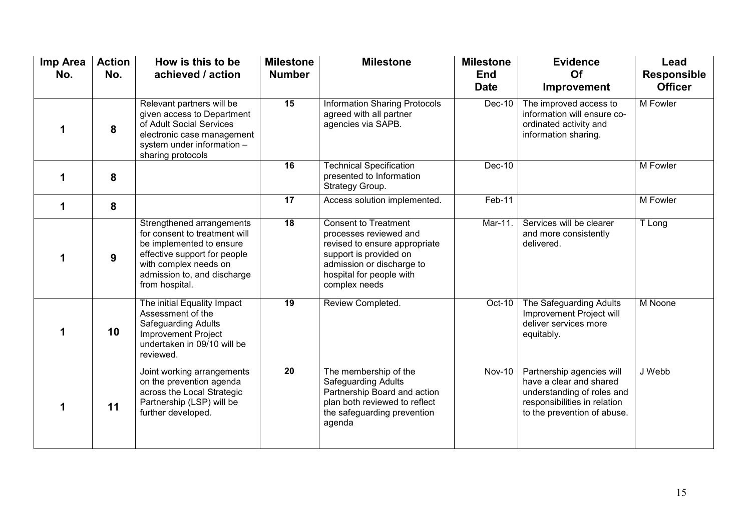| Imp Area No. | Action No. | How is this to be achieved / action | Milestone Number | Milestone | Milestone End Date | Evidence Of Improvement | Lead Responsible Officer |
|---|---|---|---|---|---|---|---|
| 1 | 8 | Relevant partners will be given access to Department of Adult Social Services electronic case management system under information – sharing protocols | 15 | Information Sharing Protocols agreed with all partner agencies via SAPB. | Dec-10 | The improved access to information will ensure co-ordinated activity and information sharing. | M Fowler |
| 1 | 8 | | 16 | Technical Specification presented to Information Strategy Group. | Dec-10 | | M Fowler |
| 1 | 8 | | 17 | Access solution implemented. | Feb-11 | | M Fowler |
| 1 | 9 | Strengthened arrangements for consent to treatment will be implemented to ensure effective support for people with complex needs on admission to, and discharge from hospital. | 18 | Consent to Treatment processes reviewed and revised to ensure appropriate support is provided on admission or discharge to hospital for people with complex needs | Mar-11. | Services will be clearer and more consistently delivered. | T Long |
| 1 | 10 | The initial Equality Impact Assessment of the Safeguarding Adults Improvement Project undertaken in 09/10 will be reviewed. | 19 | Review Completed. | Oct-10 | The Safeguarding Adults Improvement Project will deliver services more equitably. | M Noone |
| 1 | 11 | Joint working arrangements on the prevention agenda across the Local Strategic Partnership (LSP) will be further developed. | 20 | The membership of the Safeguarding Adults Partnership Board and action plan both reviewed to reflect the safeguarding prevention agenda | Nov-10 | Partnership agencies will have a clear and shared understanding of roles and responsibilities in relation to the prevention of abuse. | J Webb |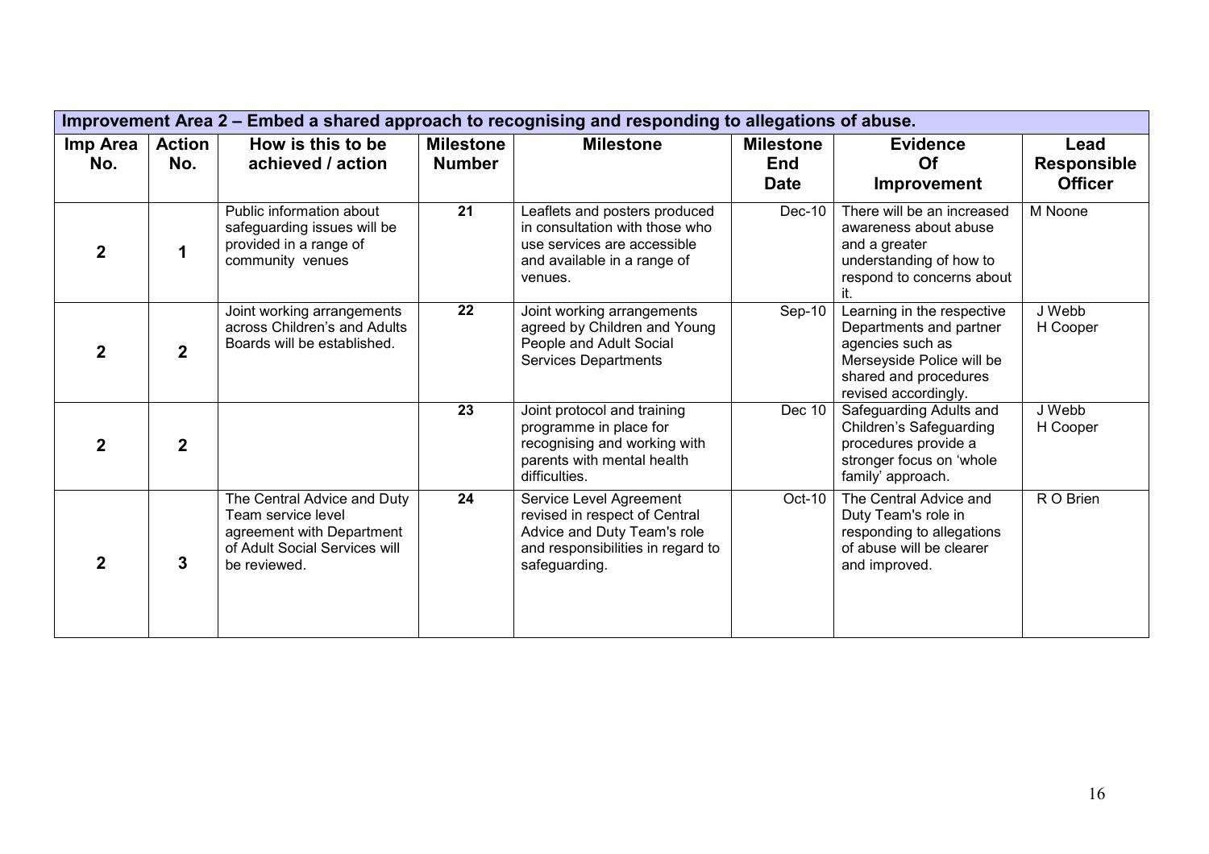| Improvement Area 2 – Embed a shared approach to recognising and responding to allegations of abuse. | | | | | | | |
|---|---|---|---|---|---|---|---|
| **Imp Area No.** | **Action No.** | **How is this to be achieved / action** | **Milestone Number** | **Milestone** | **Milestone End Date** | **Evidence Of Improvement** | **Lead Responsible Officer** |
| **2** | **1** | Public information about safeguarding issues will be provided in a range of community venues | **21** | Leaflets and posters produced in consultation with those who use services are accessible and available in a range of venues. | Dec-10 | There will be an increased awareness about abuse and a greater understanding of how to respond to concerns about it. | M Noone |
| **2** | **2** | Joint working arrangements across Children's and Adults Boards will be established. | **22** | Joint working arrangements agreed by Children and Young People and Adult Social Services Departments | Sep-10 | Learning in the respective Departments and partner agencies such as Merseyside Police will be shared and procedures revised accordingly. | J Webb<br>H Cooper |
| **2** | **2** | | **23** | Joint protocol and training programme in place for recognising and working with parents with mental health difficulties. | Dec 10 | Safeguarding Adults and Children's Safeguarding procedures provide a stronger focus on 'whole family' approach. | J Webb<br>H Cooper |
| **2** | **3** | The Central Advice and Duty Team service level agreement with Department of Adult Social Services will be reviewed. | **24** | Service Level Agreement revised in respect of Central Advice and Duty Team's role and responsibilities in regard to safeguarding. | Oct-10 | The Central Advice and Duty Team's role in responding to allegations of abuse will be clearer and improved. | R O Brien |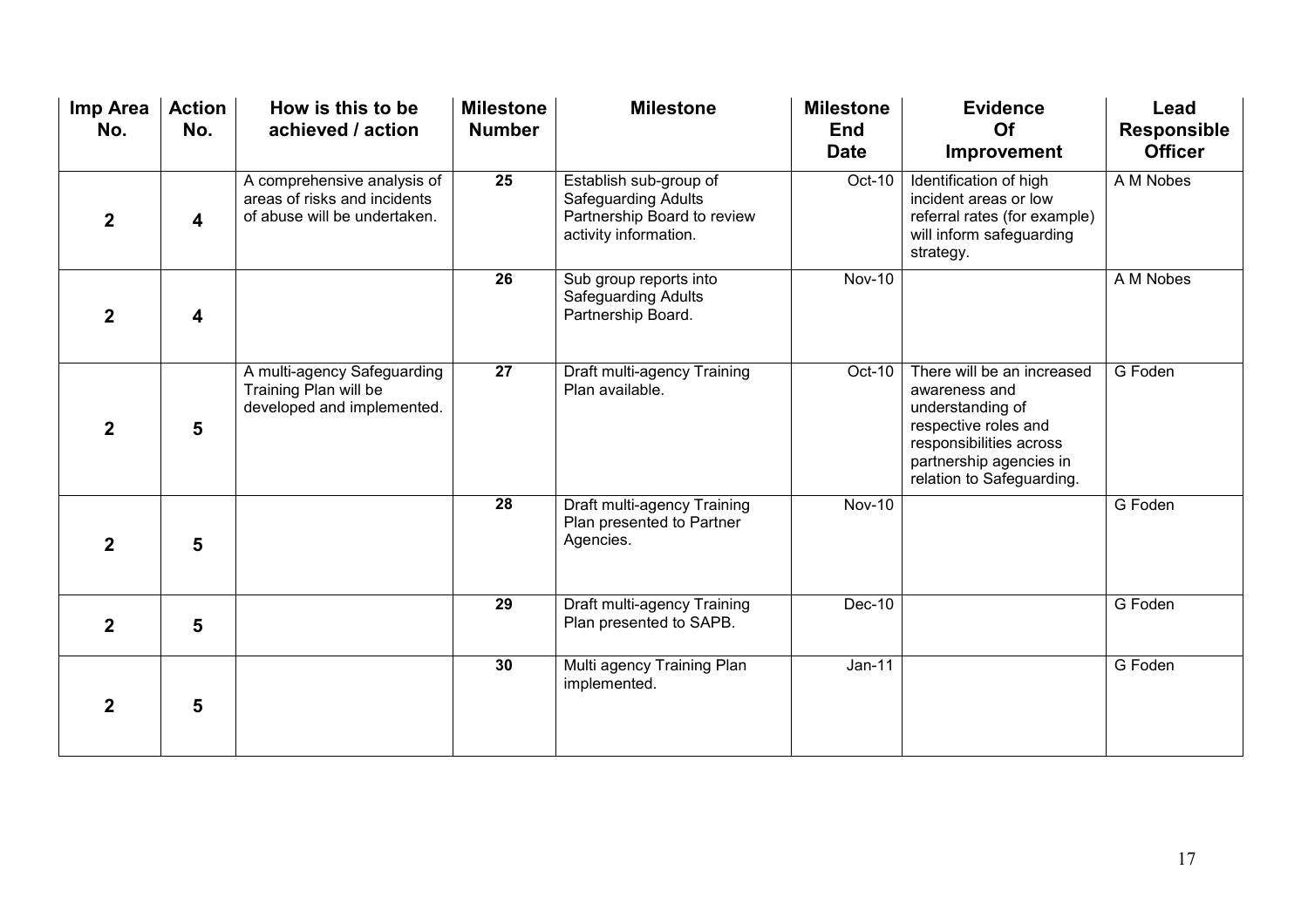| Imp Area No. | Action No. | How is this to be achieved / action | Milestone Number | Milestone | Milestone End Date | Evidence Of Improvement | Lead Responsible Officer |
|---|---|---|---|---|---|---|---|
| 2 | 4 | A comprehensive analysis of areas of risks and incidents of abuse will be undertaken. | 25 | Establish sub-group of Safeguarding Adults Partnership Board to review activity information. | Oct-10 | Identification of high incident areas or low referral rates (for example) will inform safeguarding strategy. | A M Nobes |
| 2 | 4 | | 26 | Sub group reports into Safeguarding Adults Partnership Board. | Nov-10 | | A M Nobes |
| 2 | 5 | A multi-agency Safeguarding Training Plan will be developed and implemented. | 27 | Draft multi-agency Training Plan available. | Oct-10 | There will be an increased awareness and understanding of respective roles and responsibilities across partnership agencies in relation to Safeguarding. | G Foden |
| 2 | 5 | | 28 | Draft multi-agency Training Plan presented to Partner Agencies. | Nov-10 | | G Foden |
| 2 | 5 | | 29 | Draft multi-agency Training Plan presented to SAPB. | Dec-10 | | G Foden |
| 2 | 5 | | 30 | Multi agency Training Plan implemented. | Jan-11 | | G Foden |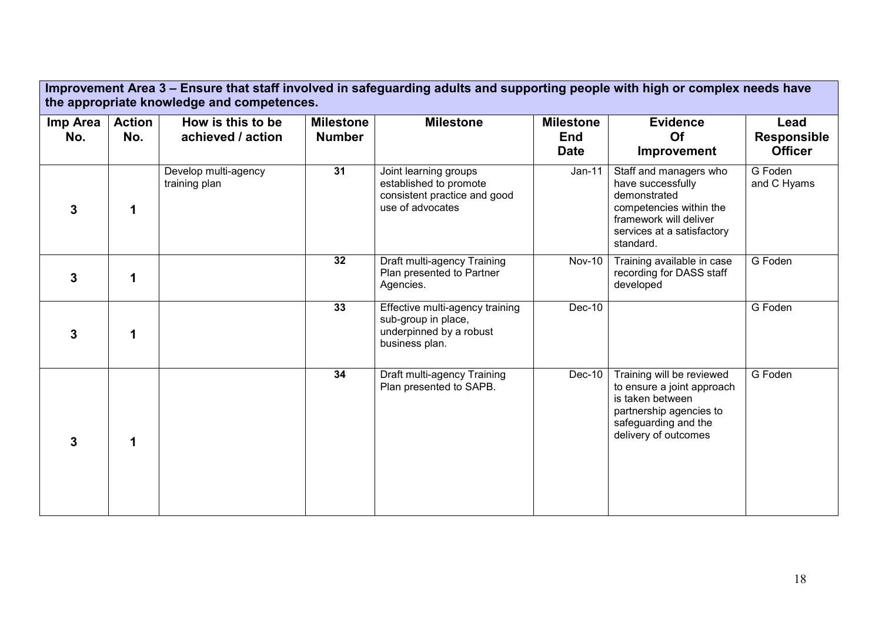**Improvement Area 3 – Ensure that staff involved in safeguarding adults and supporting people with high or complex needs have the appropriate knowledge and competences.**

| Imp Area No. | Action No. | How is this to be achieved / action | Milestone Number | Milestone | Milestone End Date | Evidence Of Improvement | Lead Responsible Officer |
|---|---|---|---|---|---|---|---|
| 3 | 1 | Develop multi-agency training plan | 31 | Joint learning groups established to promote consistent practice and good use of advocates | Jan-11 | Staff and managers who have successfully demonstrated competencies within the framework will deliver services at a satisfactory standard. | G Foden and C Hyams |
| 3 | 1 | | 32 | Draft multi-agency Training Plan presented to Partner Agencies. | Nov-10 | Training available in case recording for DASS staff developed | G Foden |
| 3 | 1 | | 33 | Effective multi-agency training sub-group in place, underpinned by a robust business plan. | Dec-10 | | G Foden |
| 3 | 1 | | 34 | Draft multi-agency Training Plan presented to SAPB. | Dec-10 | Training will be reviewed to ensure a joint approach is taken between partnership agencies to safeguarding and the delivery of outcomes | G Foden |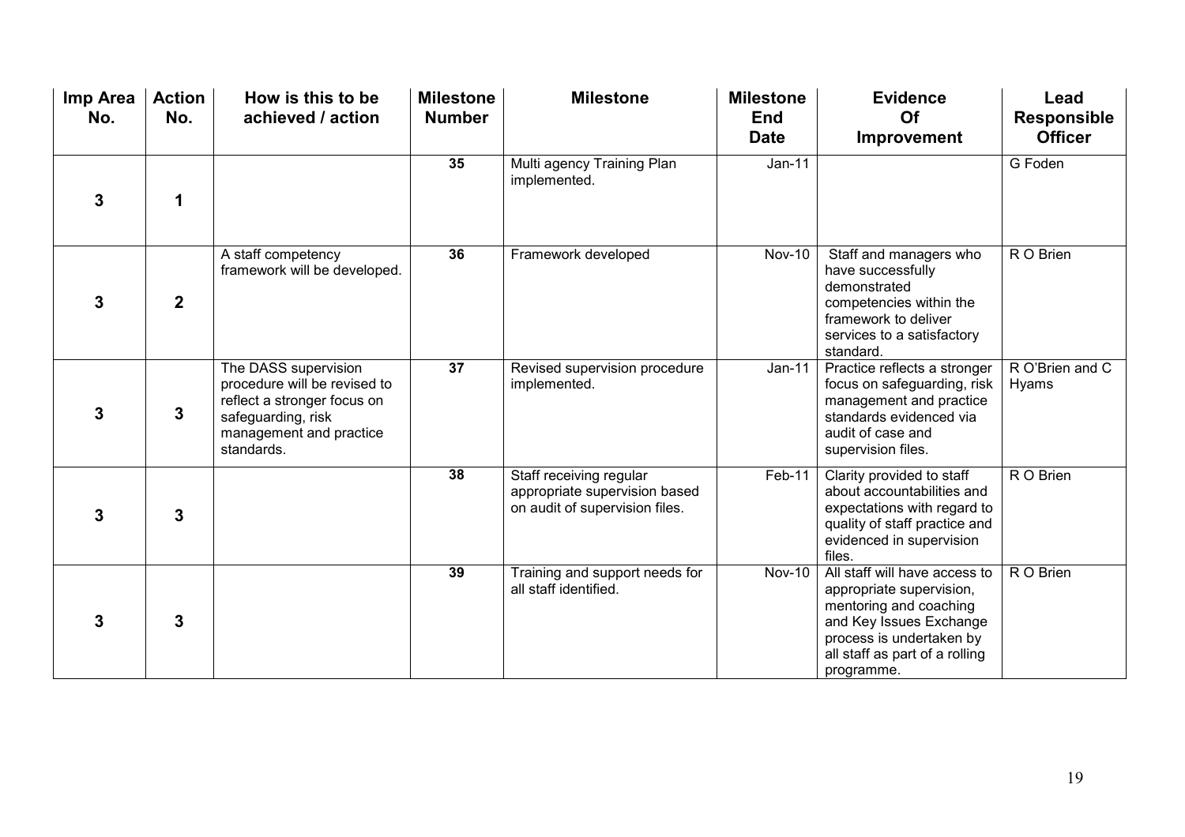| Imp Area No. | Action No. | How is this to be achieved / action | Milestone Number | Milestone | Milestone End Date | Evidence Of Improvement | Lead Responsible Officer |
|---|---|---|---|---|---|---|---|
| 3 | 1 | | 35 | Multi agency Training Plan implemented. | Jan-11 | | G Foden |
| 3 | 2 | A staff competency framework will be developed. | 36 | Framework developed | Nov-10 | Staff and managers who have successfully demonstrated competencies within the framework to deliver services to a satisfactory standard. | R O Brien |
| 3 | 3 | The DASS supervision procedure will be revised to reflect a stronger focus on safeguarding, risk management and practice standards. | 37 | Revised supervision procedure implemented. | Jan-11 | Practice reflects a stronger focus on safeguarding, risk management and practice standards evidenced via audit of case and supervision files. | R O'Brien and C Hyams |
| 3 | 3 | | 38 | Staff receiving regular appropriate supervision based on audit of supervision files. | Feb-11 | Clarity provided to staff about accountabilities and expectations with regard to quality of staff practice and evidenced in supervision files. | R O Brien |
| 3 | 3 | | 39 | Training and support needs for all staff identified. | Nov-10 | All staff will have access to appropriate supervision, mentoring and coaching and Key Issues Exchange process is undertaken by all staff as part of a rolling programme. | R O Brien |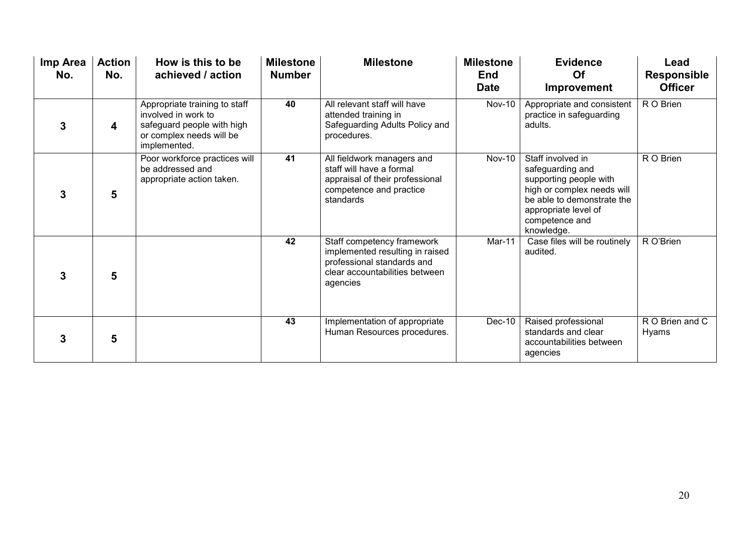| Imp Area No. | Action No. | How is this to be achieved / action | Milestone Number | Milestone | Milestone End Date | Evidence Of Improvement | Lead Responsible Officer |
|---|---|---|---|---|---|---|---|
| 3 | 4 | Appropriate training to staff involved in work to safeguard people with high or complex needs will be implemented. | 40 | All relevant staff will have attended training in Safeguarding Adults Policy and procedures. | Nov-10 | Appropriate and consistent practice in safeguarding adults. | R O Brien |
| 3 | 5 | Poor workforce practices will be addressed and appropriate action taken. | 41 | All fieldwork managers and staff will have a formal appraisal of their professional competence and practice standards | Nov-10 | Staff involved in safeguarding and supporting people with high or complex needs will be able to demonstrate the appropriate level of competence and knowledge. | R O Brien |
| 3 | 5 | | 42 | Staff competency framework implemented resulting in raised professional standards and clear accountabilities between agencies | Mar-11 | Case files will be routinely audited. | R O'Brien |
| 3 | 5 | | 43 | Implementation of appropriate Human Resources procedures. | Dec-10 | Raised professional standards and clear accountabilities between agencies | R O Brien and C Hyams |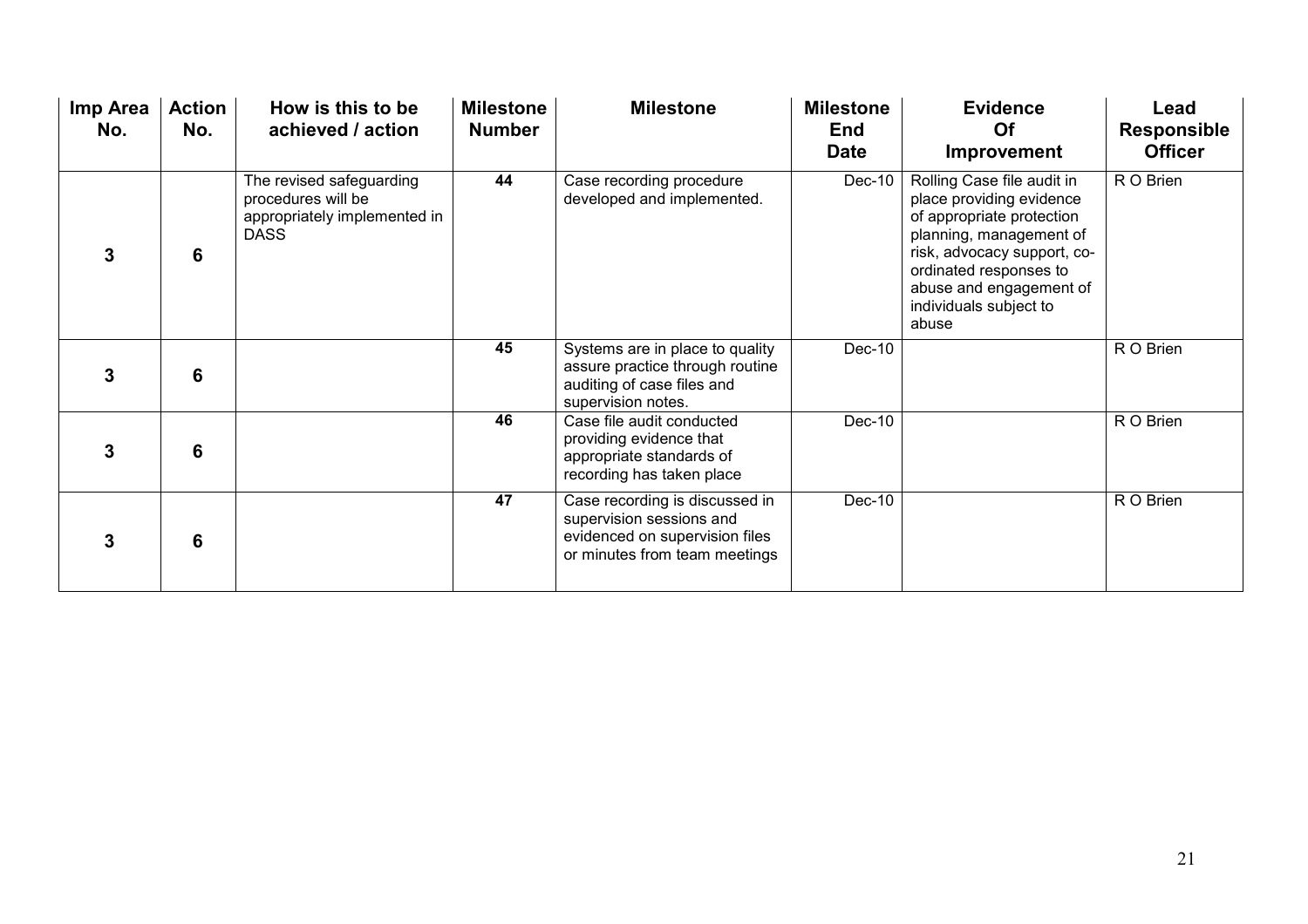| Imp Area No. | Action No. | How is this to be achieved / action | Milestone Number | Milestone | Milestone End Date | Evidence Of Improvement | Lead Responsible Officer |
|---|---|---|---|---|---|---|---|
| 3 | 6 | The revised safeguarding procedures will be appropriately implemented in DASS | 44 | Case recording procedure developed and implemented. | Dec-10 | Rolling Case file audit in place providing evidence of appropriate protection planning, management of risk, advocacy support, co-ordinated responses to abuse and engagement of individuals subject to abuse | R O Brien |
| 3 | 6 | | 45 | Systems are in place to quality assure practice through routine auditing of case files and supervision notes. | Dec-10 | | R O Brien |
| 3 | 6 | | 46 | Case file audit conducted providing evidence that appropriate standards of recording has taken place | Dec-10 | | R O Brien |
| 3 | 6 | | 47 | Case recording is discussed in supervision sessions and evidenced on supervision files or minutes from team meetings | Dec-10 | | R O Brien |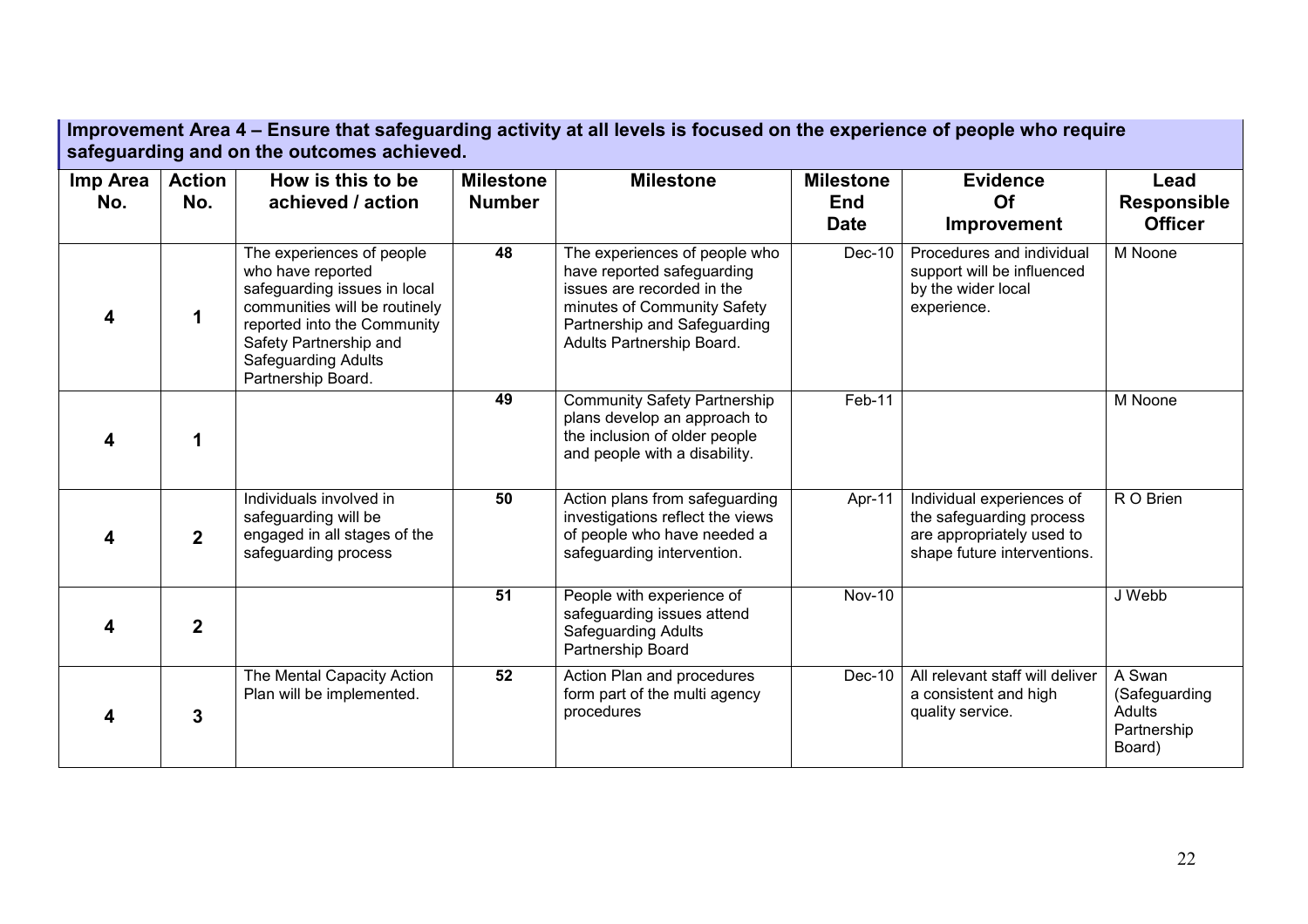**Improvement Area 4 – Ensure that safeguarding activity at all levels is focused on the experience of people who require safeguarding and on the outcomes achieved.**

| Imp Area No. | Action No. | How is this to be achieved / action | Milestone Number | Milestone | Milestone End Date | Evidence Of Improvement | Lead Responsible Officer |
|---|---|---|---|---|---|---|---|
| 4 | 1 | The experiences of people who have reported safeguarding issues in local communities will be routinely reported into the Community Safety Partnership and Safeguarding Adults Partnership Board. | 48 | The experiences of people who have reported safeguarding issues are recorded in the minutes of Community Safety Partnership and Safeguarding Adults Partnership Board. | Dec-10 | Procedures and individual support will be influenced by the wider local experience. | M Noone |
| 4 | 1 | | 49 | Community Safety Partnership plans develop an approach to the inclusion of older people and people with a disability. | Feb-11 | | M Noone |
| 4 | 2 | Individuals involved in safeguarding will be engaged in all stages of the safeguarding process | 50 | Action plans from safeguarding investigations reflect the views of people who have needed a safeguarding intervention. | Apr-11 | Individual experiences of the safeguarding process are appropriately used to shape future interventions. | R O Brien |
| 4 | 2 | | 51 | People with experience of safeguarding issues attend Safeguarding Adults Partnership Board | Nov-10 | | J Webb |
| 4 | 3 | The Mental Capacity Action Plan will be implemented. | 52 | Action Plan and procedures form part of the multi agency procedures | Dec-10 | All relevant staff will deliver a consistent and high quality service. | A Swan (Safeguarding Adults Partnership Board) |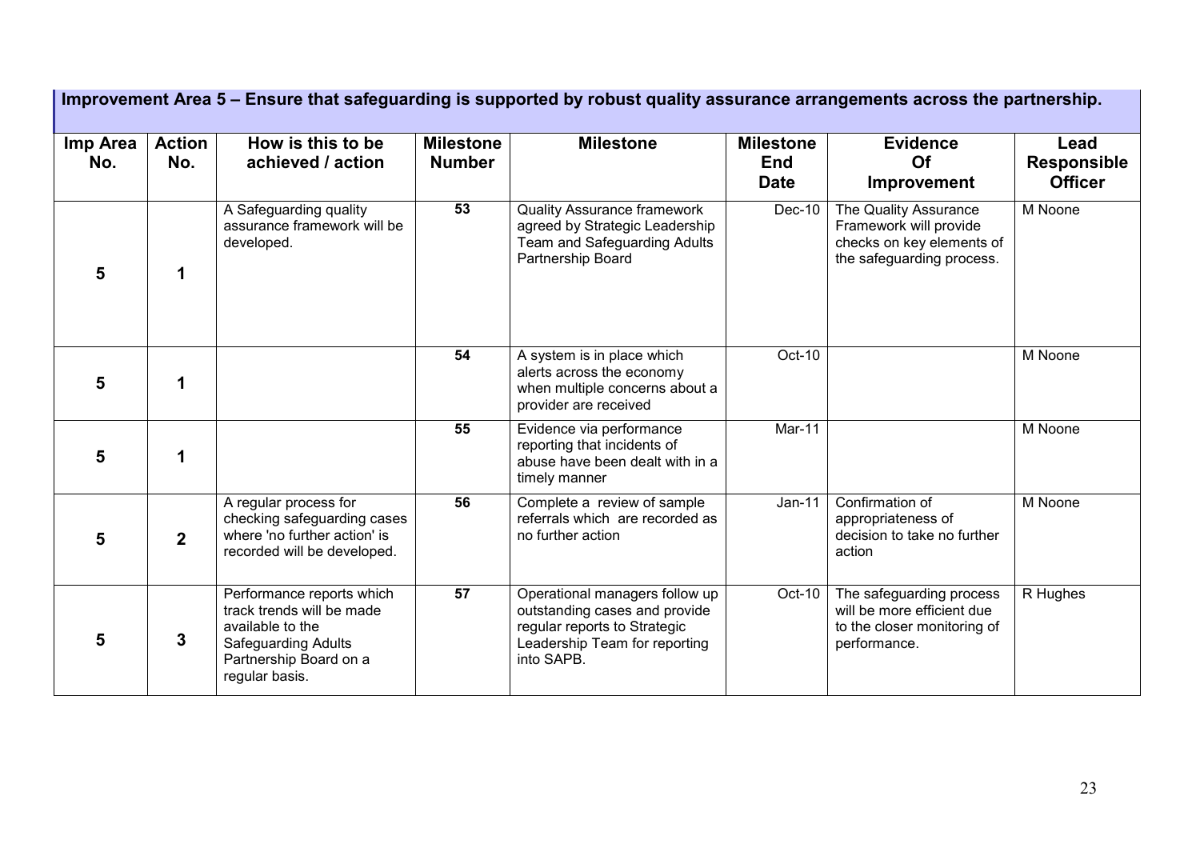## Improvement Area 5 – Ensure that safeguarding is supported by robust quality assurance arrangements across the partnership.

| Imp Area No. | Action No. | How is this to be achieved / action | Milestone Number | Milestone | Milestone End Date | Evidence Of Improvement | Lead Responsible Officer |
|---|---|---|---|---|---|---|---|
| 5 | 1 | A Safeguarding quality assurance framework will be developed. | 53 | Quality Assurance framework agreed by Strategic Leadership Team and Safeguarding Adults Partnership Board | Dec-10 | The Quality Assurance Framework will provide checks on key elements of the safeguarding process. | M Noone |
| 5 | 1 | | 54 | A system is in place which alerts across the economy when multiple concerns about a provider are received | Oct-10 | | M Noone |
| 5 | 1 | | 55 | Evidence via performance reporting that incidents of abuse have been dealt with in a timely manner | Mar-11 | | M Noone |
| 5 | 2 | A regular process for checking safeguarding cases where 'no further action' is recorded will be developed. | 56 | Complete a review of sample referrals which are recorded as no further action | Jan-11 | Confirmation of appropriateness of decision to take no further action | M Noone |
| 5 | 3 | Performance reports which track trends will be made available to the Safeguarding Adults Partnership Board on a regular basis. | 57 | Operational managers follow up outstanding cases and provide regular reports to Strategic Leadership Team for reporting into SAPB. | Oct-10 | The safeguarding process will be more efficient due to the closer monitoring of performance. | R Hughes |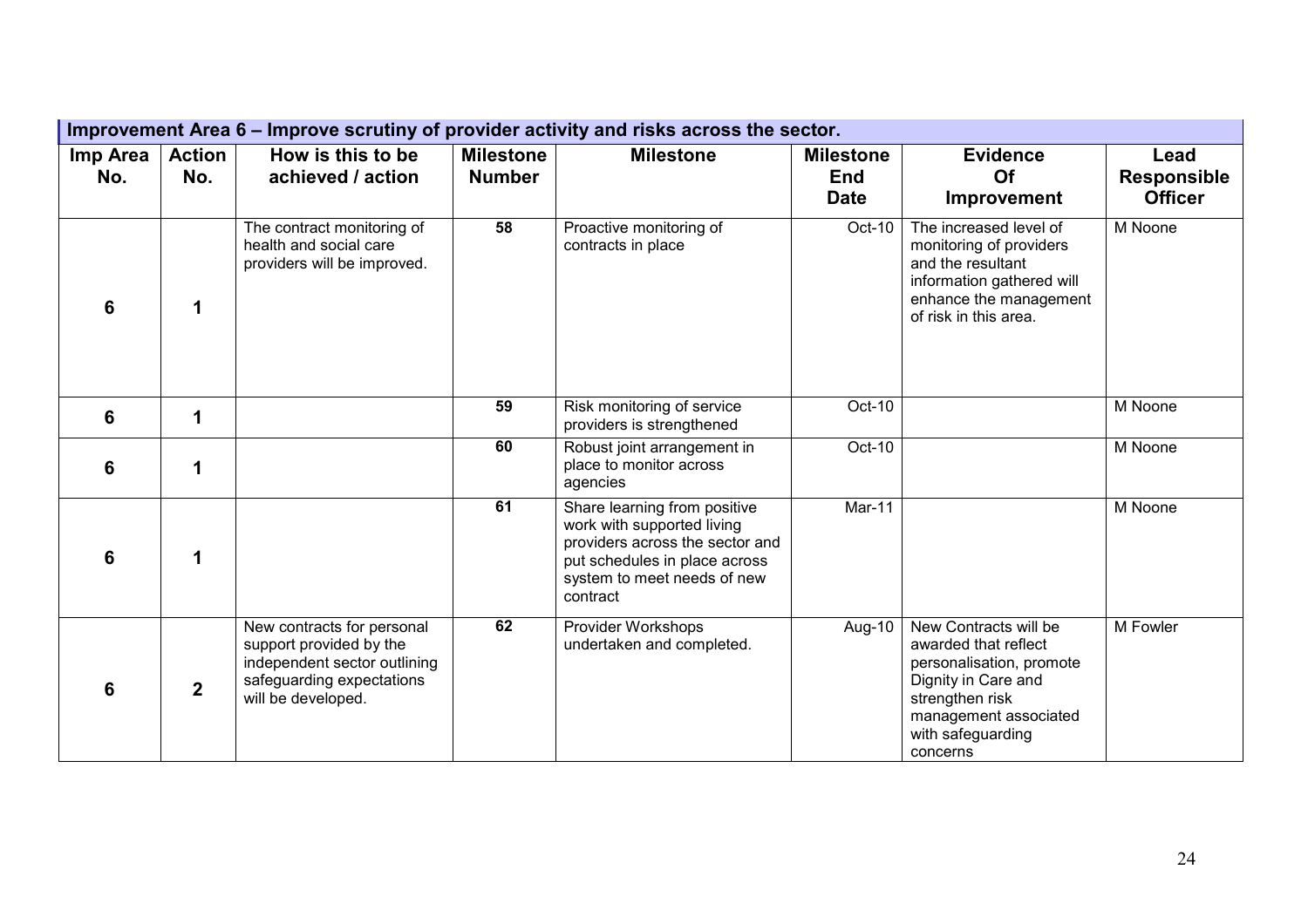## Improvement Area 6 – Improve scrutiny of provider activity and risks across the sector.

| Imp Area No. | Action No. | How is this to be achieved / action | Milestone Number | Milestone | Milestone End Date | Evidence Of Improvement | Lead Responsible Officer |
|---|---|---|---|---|---|---|---|
| 6 | 1 | The contract monitoring of health and social care providers will be improved. | 58 | Proactive monitoring of contracts in place | Oct-10 | The increased level of monitoring of providers and the resultant information gathered will enhance the management of risk in this area. | M Noone |
| 6 | 1 | | 59 | Risk monitoring of service providers is strengthened | Oct-10 | | M Noone |
| 6 | 1 | | 60 | Robust joint arrangement in place to monitor across agencies | Oct-10 | | M Noone |
| 6 | 1 | | 61 | Share learning from positive work with supported living providers across the sector and put schedules in place across system to meet needs of new contract | Mar-11 | | M Noone |
| 6 | 2 | New contracts for personal support provided by the independent sector outlining safeguarding expectations will be developed. | 62 | Provider Workshops undertaken and completed. | Aug-10 | New Contracts will be awarded that reflect personalisation, promote Dignity in Care and strengthen risk management associated with safeguarding concerns | M Fowler |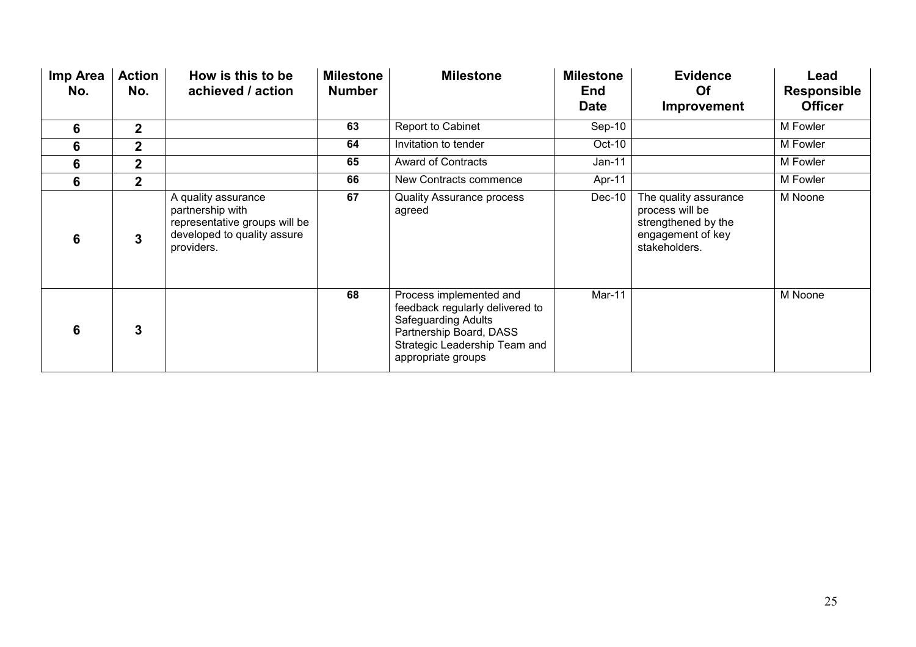| Imp Area No. | Action No. | How is this to be achieved / action | Milestone Number | Milestone | Milestone End Date | Evidence Of Improvement | Lead Responsible Officer |
|---|---|---|---|---|---|---|---|
| 6 | 2 | | 63 | Report to Cabinet | Sep-10 | | M Fowler |
| 6 | 2 | | 64 | Invitation to tender | Oct-10 | | M Fowler |
| 6 | 2 | | 65 | Award of Contracts | Jan-11 | | M Fowler |
| 6 | 2 | | 66 | New Contracts commence | Apr-11 | | M Fowler |
| 6 | 3 | A quality assurance partnership with representative groups will be developed to quality assure providers. | 67 | Quality Assurance process agreed | Dec-10 | The quality assurance process will be strengthened by the engagement of key stakeholders. | M Noone |
| 6 | 3 | | 68 | Process implemented and feedback regularly delivered to Safeguarding Adults Partnership Board, DASS Strategic Leadership Team and appropriate groups | Mar-11 | | M Noone |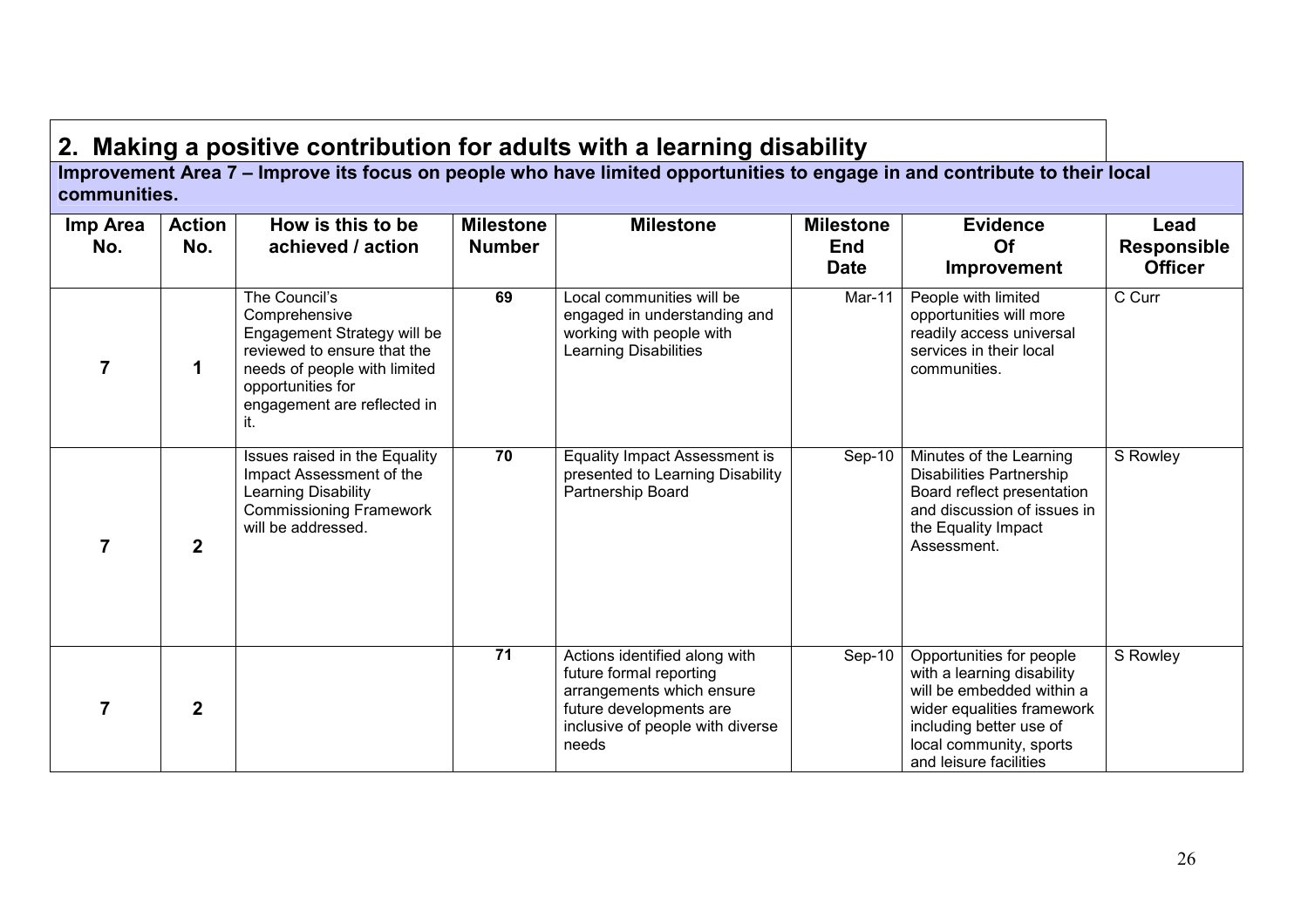## 2. Making a positive contribution for adults with a learning disability

**Improvement Area 7 – Improve its focus on people who have limited opportunities to engage in and contribute to their local communities.**

| Imp Area No. | Action No. | How is this to be achieved / action | Milestone Number | Milestone | Milestone End Date | Evidence Of Improvement | Lead Responsible Officer |
|---|---|---|---|---|---|---|---|
| **7** | **1** | The Council's Comprehensive Engagement Strategy will be reviewed to ensure that the needs of people with limited opportunities for engagement are reflected in it. | **69** | Local communities will be engaged in understanding and working with people with Learning Disabilities | Mar-11 | People with limited opportunities will more readily access universal services in their local communities. | C Curr |
| **7** | **2** | Issues raised in the Equality Impact Assessment of the Learning Disability Commissioning Framework will be addressed. | **70** | Equality Impact Assessment is presented to Learning Disability Partnership Board | Sep-10 | Minutes of the Learning Disabilities Partnership Board reflect presentation and discussion of issues in the Equality Impact Assessment. | S Rowley |
| **7** | **2** | | **71** | Actions identified along with future formal reporting arrangements which ensure future developments are inclusive of people with diverse needs | Sep-10 | Opportunities for people with a learning disability will be embedded within a wider equalities framework including better use of local community, sports and leisure facilities | S Rowley |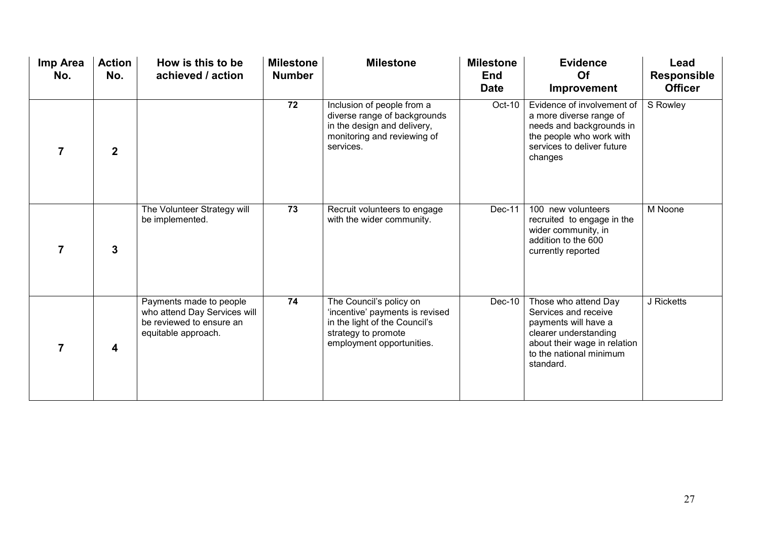| Imp Area No. | Action No. | How is this to be achieved / action | Milestone Number | Milestone | Milestone End Date | Evidence Of Improvement | Lead Responsible Officer |
|---|---|---|---|---|---|---|---|
| 7 | 2 | | 72 | Inclusion of people from a diverse range of backgrounds in the design and delivery, monitoring and reviewing of services. | Oct-10 | Evidence of involvement of a more diverse range of needs and backgrounds in the people who work with services to deliver future changes | S Rowley |
| 7 | 3 | The Volunteer Strategy will be implemented. | 73 | Recruit volunteers to engage with the wider community. | Dec-11 | 100 new volunteers recruited to engage in the wider community, in addition to the 600 currently reported | M Noone |
| 7 | 4 | Payments made to people who attend Day Services will be reviewed to ensure an equitable approach. | 74 | The Council's policy on 'incentive' payments is revised in the light of the Council's strategy to promote employment opportunities. | Dec-10 | Those who attend Day Services and receive payments will have a clearer understanding about their wage in relation to the national minimum standard. | J Ricketts |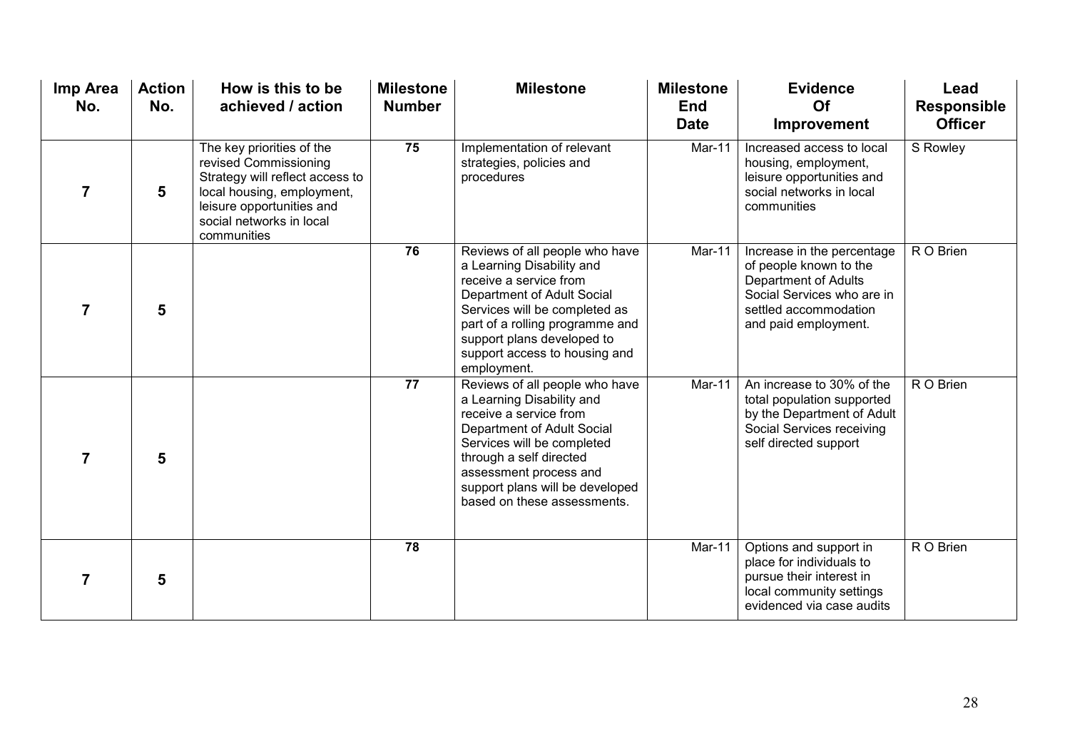| Imp Area No. | Action No. | How is this to be achieved / action | Milestone Number | Milestone | Milestone End Date | Evidence Of Improvement | Lead Responsible Officer |
|---|---|---|---|---|---|---|---|
| 7 | 5 | The key priorities of the revised Commissioning Strategy will reflect access to local housing, employment, leisure opportunities and social networks in local communities | 75 | Implementation of relevant strategies, policies and procedures | Mar-11 | Increased access to local housing, employment, leisure opportunities and social networks in local communities | S Rowley |
| 7 | 5 | | 76 | Reviews of all people who have a Learning Disability and receive a service from Department of Adult Social Services will be completed as part of a rolling programme and support plans developed to support access to housing and employment. | Mar-11 | Increase in the percentage of people known to the Department of Adults Social Services who are in settled accommodation and paid employment. | R O Brien |
| 7 | 5 | | 77 | Reviews of all people who have a Learning Disability and receive a service from Department of Adult Social Services will be completed through a self directed assessment process and support plans will be developed based on these assessments. | Mar-11 | An increase to 30% of the total population supported by the Department of Adult Social Services receiving self directed support | R O Brien |
| 7 | 5 | | 78 | | Mar-11 | Options and support in place for individuals to pursue their interest in local community settings evidenced via case audits | R O Brien |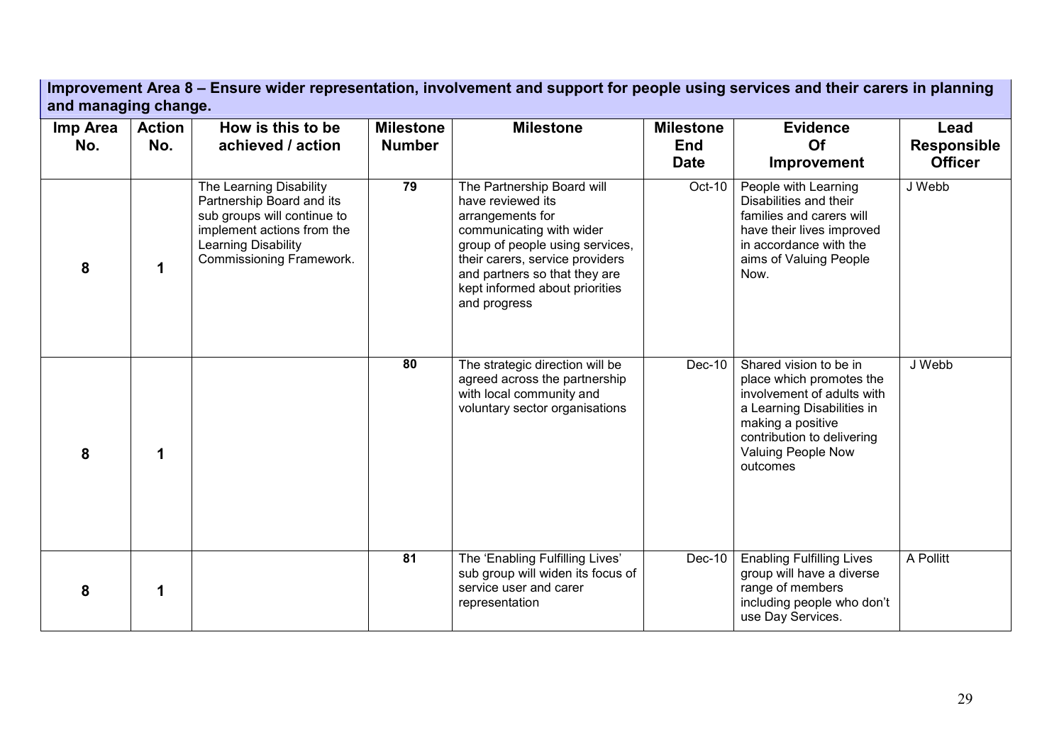**Improvement Area 8 – Ensure wider representation, involvement and support for people using services and their carers in planning and managing change.**

| Imp Area No. | Action No. | How is this to be achieved / action | Milestone Number | Milestone | Milestone End Date | Evidence Of Improvement | Lead Responsible Officer |
|---|---|---|---|---|---|---|---|
| 8 | 1 | The Learning Disability Partnership Board and its sub groups will continue to implement actions from the Learning Disability Commissioning Framework. | 79 | The Partnership Board will have reviewed its arrangements for communicating with wider group of people using services, their carers, service providers and partners so that they are kept informed about priorities and progress | Oct-10 | People with Learning Disabilities and their families and carers will have their lives improved in accordance with the aims of Valuing People Now. | J Webb |
| 8 | 1 | | 80 | The strategic direction will be agreed across the partnership with local community and voluntary sector organisations | Dec-10 | Shared vision to be in place which promotes the involvement of adults with a Learning Disabilities in making a positive contribution to delivering Valuing People Now outcomes | J Webb |
| 8 | 1 | | 81 | The 'Enabling Fulfilling Lives' sub group will widen its focus of service user and carer representation | Dec-10 | Enabling Fulfilling Lives group will have a diverse range of members including people who don't use Day Services. | A Pollitt |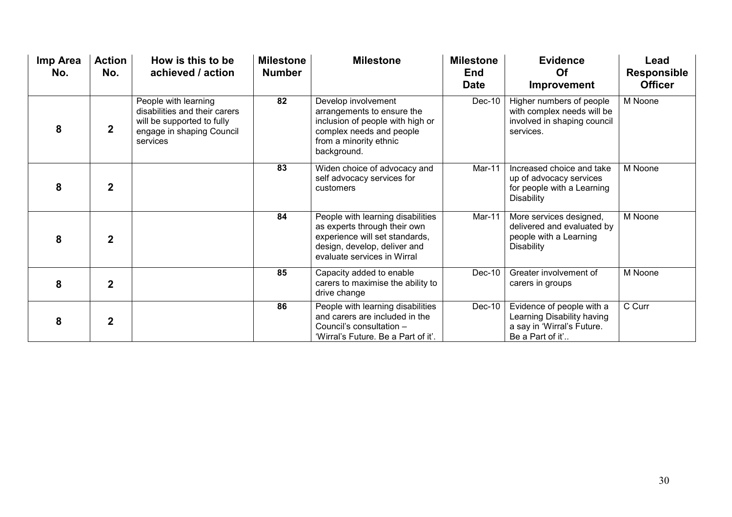| Imp Area No. | Action No. | How is this to be achieved / action | Milestone Number | Milestone | Milestone End Date | Evidence Of Improvement | Lead Responsible Officer |
|---|---|---|---|---|---|---|---|
| 8 | 2 | People with learning disabilities and their carers will be supported to fully engage in shaping Council services | 82 | Develop involvement arrangements to ensure the inclusion of people with high or complex needs and people from a minority ethnic background. | Dec-10 | Higher numbers of people with complex needs will be involved in shaping council services. | M Noone |
| 8 | 2 | | 83 | Widen choice of advocacy and self advocacy services for customers | Mar-11 | Increased choice and take up of advocacy services for people with a Learning Disability | M Noone |
| 8 | 2 | | 84 | People with learning disabilities as experts through their own experience will set standards, design, develop, deliver and evaluate services in Wirral | Mar-11 | More services designed, delivered and evaluated by people with a Learning Disability | M Noone |
| 8 | 2 | | 85 | Capacity added to enable carers to maximise the ability to drive change | Dec-10 | Greater involvement of carers in groups | M Noone |
| 8 | 2 | | 86 | People with learning disabilities and carers are included in the Council's consultation – 'Wirral's Future. Be a Part of it'. | Dec-10 | Evidence of people with a Learning Disability having a say in 'Wirral's Future. Be a Part of it'.. | C Curr |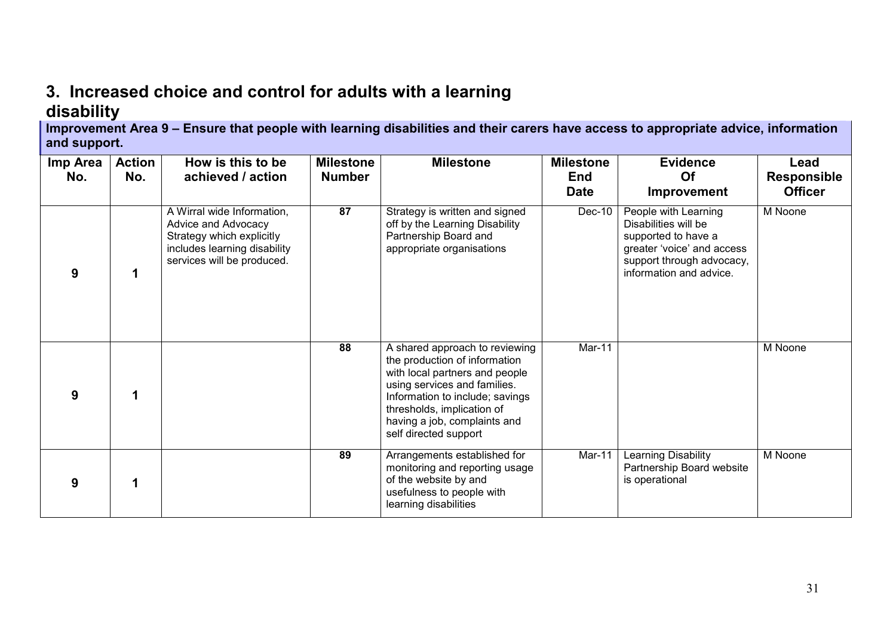## 3. Increased choice and control for adults with a learning disability

**Improvement Area 9 – Ensure that people with learning disabilities and their carers have access to appropriate advice, information and support.**

| Imp Area No. | Action No. | How is this to be achieved / action | Milestone Number | Milestone | Milestone End Date | Evidence Of Improvement | Lead Responsible Officer |
|---|---|---|---|---|---|---|---|
| 9 | 1 | A Wirral wide Information, Advice and Advocacy Strategy which explicitly includes learning disability services will be produced. | 87 | Strategy is written and signed off by the Learning Disability Partnership Board and appropriate organisations | Dec-10 | People with Learning Disabilities will be supported to have a greater 'voice' and access support through advocacy, information and advice. | M Noone |
| 9 | 1 | | 88 | A shared approach to reviewing the production of information with local partners and people using services and families. Information to include; savings thresholds, implication of having a job, complaints and self directed support | Mar-11 | | M Noone |
| 9 | 1 | | 89 | Arrangements established for monitoring and reporting usage of the website by and usefulness to people with learning disabilities | Mar-11 | Learning Disability Partnership Board website is operational | M Noone |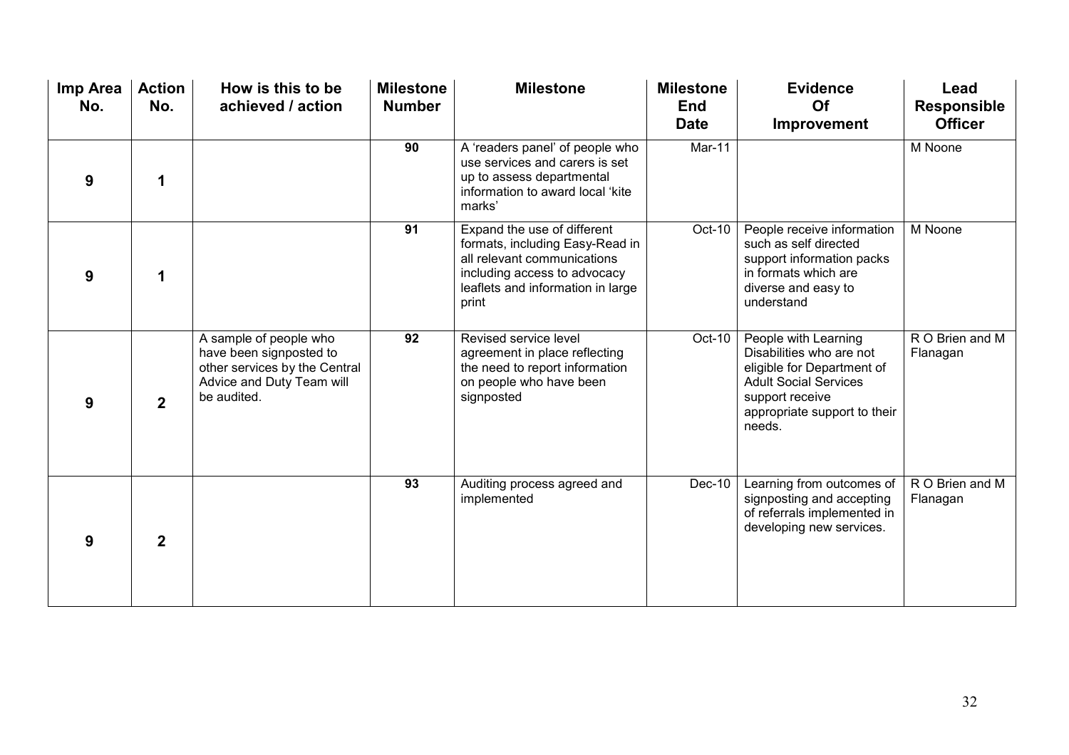| Imp Area No. | Action No. | How is this to be achieved / action | Milestone Number | Milestone | Milestone End Date | Evidence Of Improvement | Lead Responsible Officer |
|---|---|---|---|---|---|---|---|
| 9 | 1 | | 90 | A 'readers panel' of people who use services and carers is set up to assess departmental information to award local 'kite marks' | Mar-11 | | M Noone |
| 9 | 1 | | 91 | Expand the use of different formats, including Easy-Read in all relevant communications including access to advocacy leaflets and information in large print | Oct-10 | People receive information such as self directed support information packs in formats which are diverse and easy to understand | M Noone |
| 9 | 2 | A sample of people who have been signposted to other services by the Central Advice and Duty Team will be audited. | 92 | Revised service level agreement in place reflecting the need to report information on people who have been signposted | Oct-10 | People with Learning Disabilities who are not eligible for Department of Adult Social Services support receive appropriate support to their needs. | R O Brien and M Flanagan |
| 9 | 2 | | 93 | Auditing process agreed and implemented | Dec-10 | Learning from outcomes of signposting and accepting of referrals implemented in developing new services. | R O Brien and M Flanagan |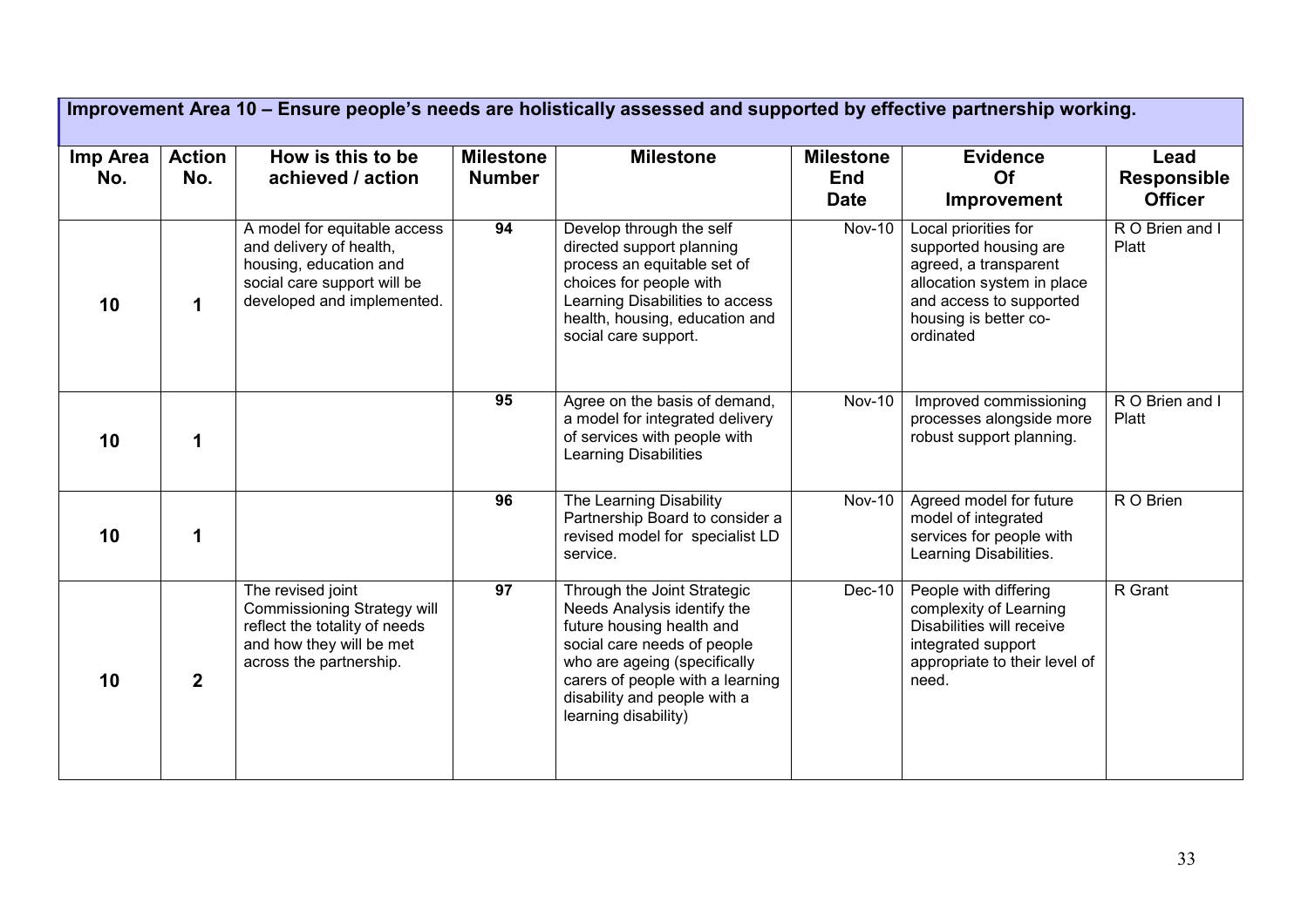| Improvement Area 10 – Ensure people's needs are holistically assessed and supported by effective partnership working. | | | | | | | |
|---|---|---|---|---|---|---|---|
| **Imp Area No.** | **Action No.** | **How is this to be achieved / action** | **Milestone Number** | **Milestone** | **Milestone End Date** | **Evidence Of Improvement** | **Lead Responsible Officer** |
| **10** | **1** | A model for equitable access and delivery of health, housing, education and social care support will be developed and implemented. | **94** | Develop through the self directed support planning process an equitable set of choices for people with Learning Disabilities to access health, housing, education and social care support. | Nov-10 | Local priorities for supported housing are agreed, a transparent allocation system in place and access to supported housing is better co-ordinated | R O Brien and I Platt |
| **10** | **1** | | **95** | Agree on the basis of demand, a model for integrated delivery of services with people with Learning Disabilities | Nov-10 | Improved commissioning processes alongside more robust support planning. | R O Brien and I Platt |
| **10** | **1** | | **96** | The Learning Disability Partnership Board to consider a revised model for specialist LD service. | Nov-10 | Agreed model for future model of integrated services for people with Learning Disabilities. | R O Brien |
| **10** | **2** | The revised joint Commissioning Strategy will reflect the totality of needs and how they will be met across the partnership. | **97** | Through the Joint Strategic Needs Analysis identify the future housing health and social care needs of people who are ageing (specifically carers of people with a learning disability and people with a learning disability) | Dec-10 | People with differing complexity of Learning Disabilities will receive integrated support appropriate to their level of need. | R Grant |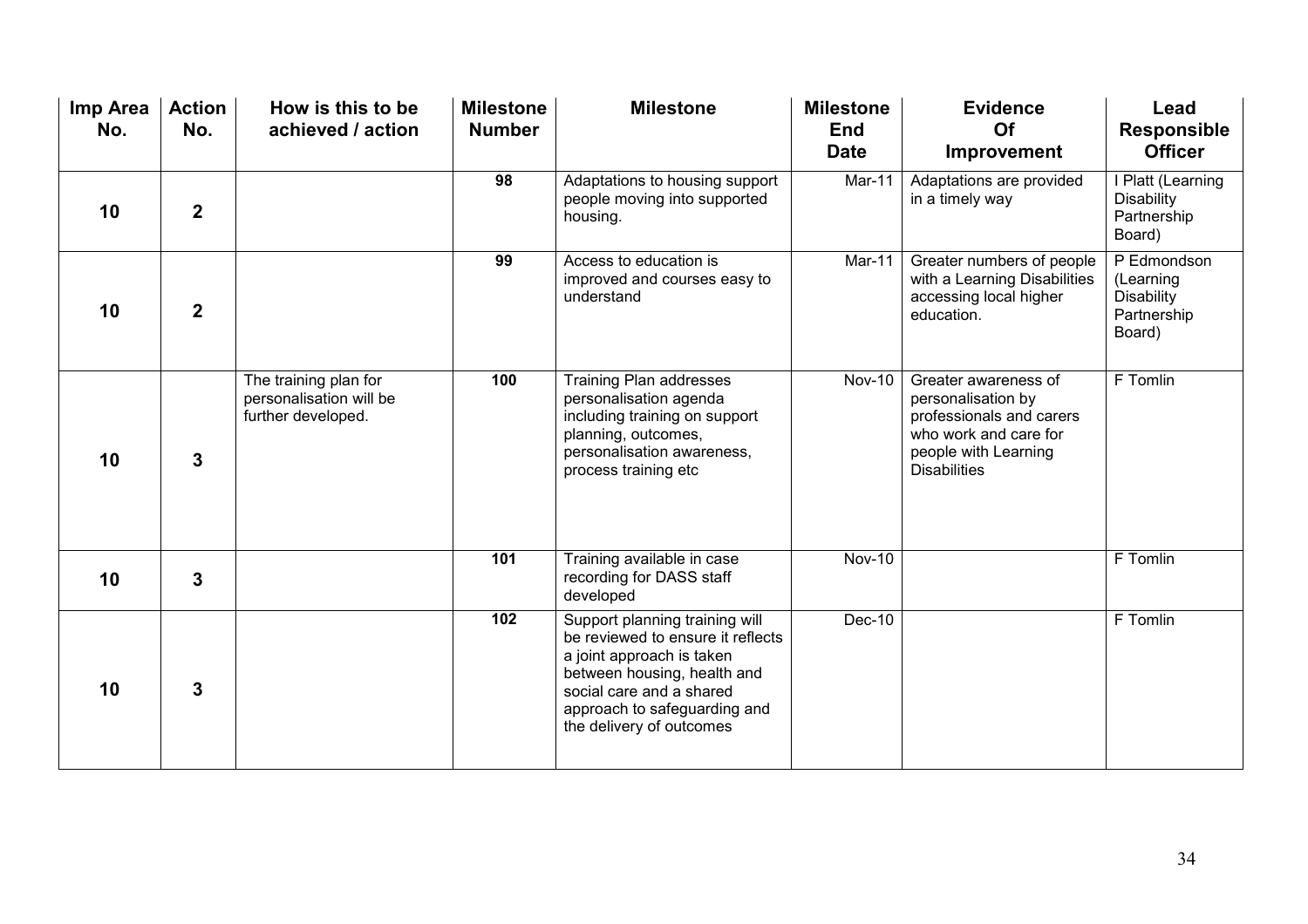| Imp Area No. | Action No. | How is this to be achieved / action | Milestone Number | Milestone | Milestone End Date | Evidence Of Improvement | Lead Responsible Officer |
|---|---|---|---|---|---|---|---|
| 10 | 2 | | 98 | Adaptations to housing support people moving into supported housing. | Mar-11 | Adaptations are provided in a timely way | I Platt (Learning Disability Partnership Board) |
| 10 | 2 | | 99 | Access to education is improved and courses easy to understand | Mar-11 | Greater numbers of people with a Learning Disabilities accessing local higher education. | P Edmondson (Learning Disability Partnership Board) |
| 10 | 3 | The training plan for personalisation will be further developed. | 100 | Training Plan addresses personalisation agenda including training on support planning, outcomes, personalisation awareness, process training etc | Nov-10 | Greater awareness of personalisation by professionals and carers who work and care for people with Learning Disabilities | F Tomlin |
| 10 | 3 | | 101 | Training available in case recording for DASS staff developed | Nov-10 | | F Tomlin |
| 10 | 3 | | 102 | Support planning training will be reviewed to ensure it reflects a joint approach is taken between housing, health and social care and a shared approach to safeguarding and the delivery of outcomes | Dec-10 | | F Tomlin |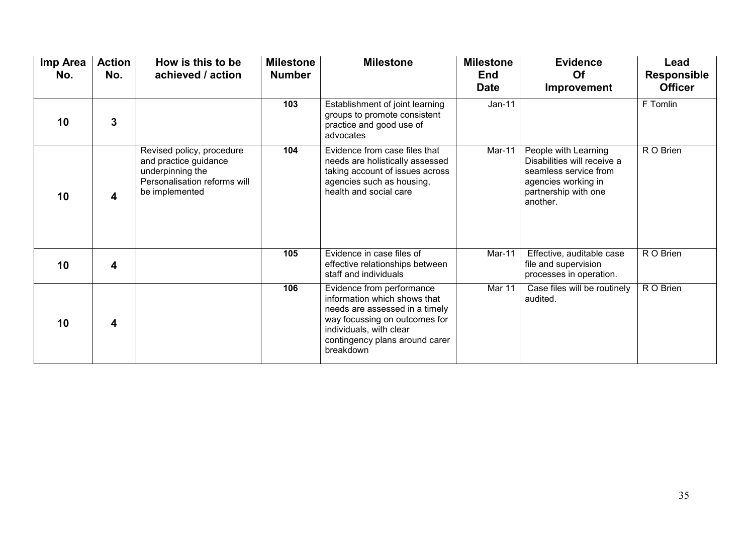| Imp Area No. | Action No. | How is this to be achieved / action | Milestone Number | Milestone | Milestone End Date | Evidence Of Improvement | Lead Responsible Officer |
|---|---|---|---|---|---|---|---|
| 10 | 3 | | 103 | Establishment of joint learning groups to promote consistent practice and good use of advocates | Jan-11 | | F Tomlin |
| 10 | 4 | Revised policy, procedure and practice guidance underpinning the Personalisation reforms will be implemented | 104 | Evidence from case files that needs are holistically assessed taking account of issues across agencies such as housing, health and social care | Mar-11 | People with Learning Disabilities will receive a seamless service from agencies working in partnership with one another. | R O Brien |
| 10 | 4 | | 105 | Evidence in case files of effective relationships between staff and individuals | Mar-11 | Effective, auditable case file and supervision processes in operation. | R O Brien |
| 10 | 4 | | 106 | Evidence from performance information which shows that needs are assessed in a timely way focussing on outcomes for individuals, with clear contingency plans around carer breakdown | Mar 11 | Case files will be routinely audited. | R O Brien |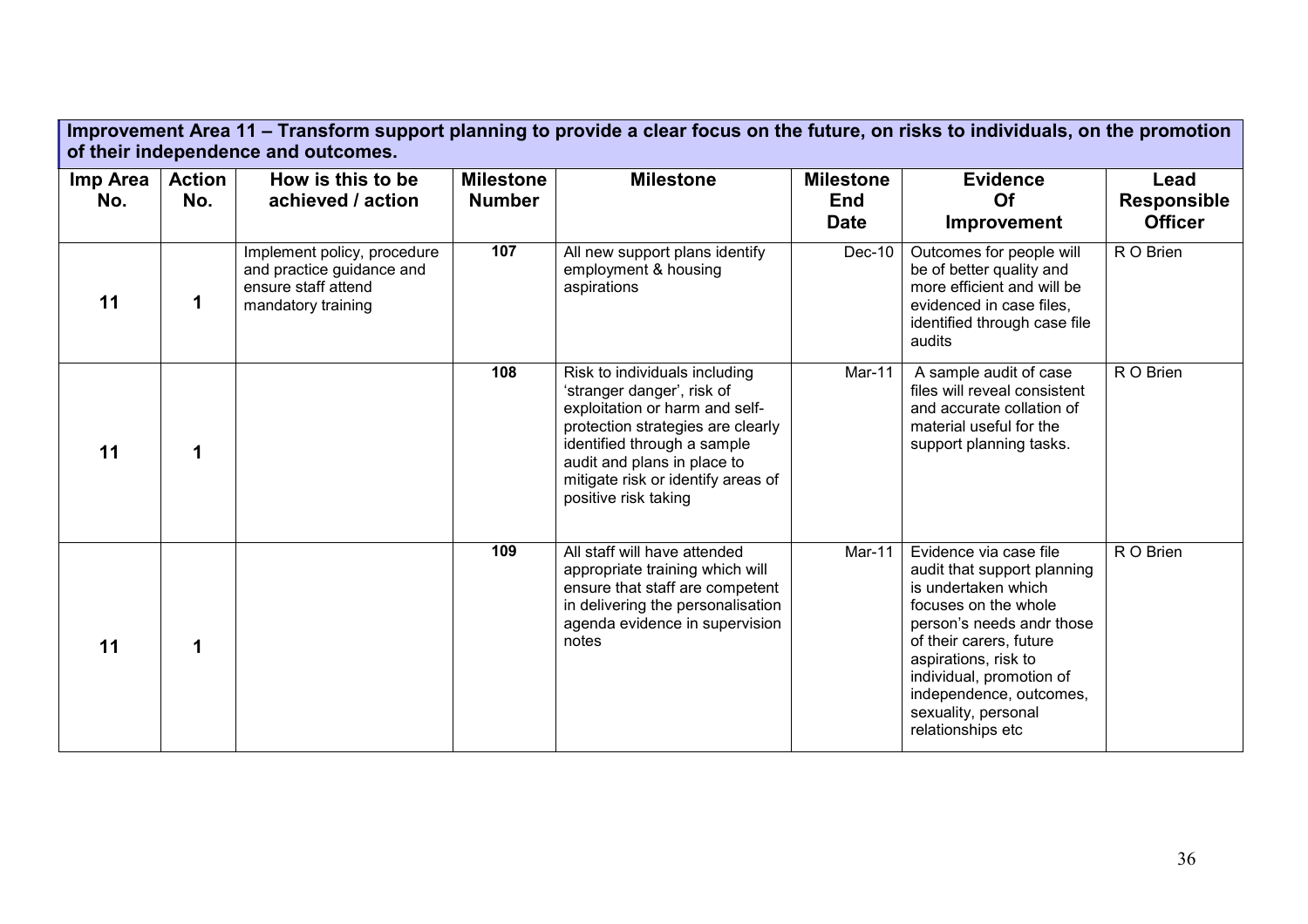**Improvement Area 11 – Transform support planning to provide a clear focus on the future, on risks to individuals, on the promotion of their independence and outcomes.**

| Imp Area No. | Action No. | How is this to be achieved / action | Milestone Number | Milestone | Milestone End Date | Evidence Of Improvement | Lead Responsible Officer |
|---|---|---|---|---|---|---|---|
| 11 | 1 | Implement policy, procedure and practice guidance and ensure staff attend mandatory training | 107 | All new support plans identify employment & housing aspirations | Dec-10 | Outcomes for people will be of better quality and more efficient and will be evidenced in case files, identified through case file audits | R O Brien |
| 11 | 1 | | 108 | Risk to individuals including 'stranger danger', risk of exploitation or harm and self-protection strategies are clearly identified through a sample audit and plans in place to mitigate risk or identify areas of positive risk taking | Mar-11 | A sample audit of case files will reveal consistent and accurate collation of material useful for the support planning tasks. | R O Brien |
| 11 | 1 | | 109 | All staff will have attended appropriate training which will ensure that staff are competent in delivering the personalisation agenda evidence in supervision notes | Mar-11 | Evidence via case file audit that support planning is undertaken which focuses on the whole person's needs andr those of their carers, future aspirations, risk to individual, promotion of independence, outcomes, sexuality, personal relationships etc | R O Brien |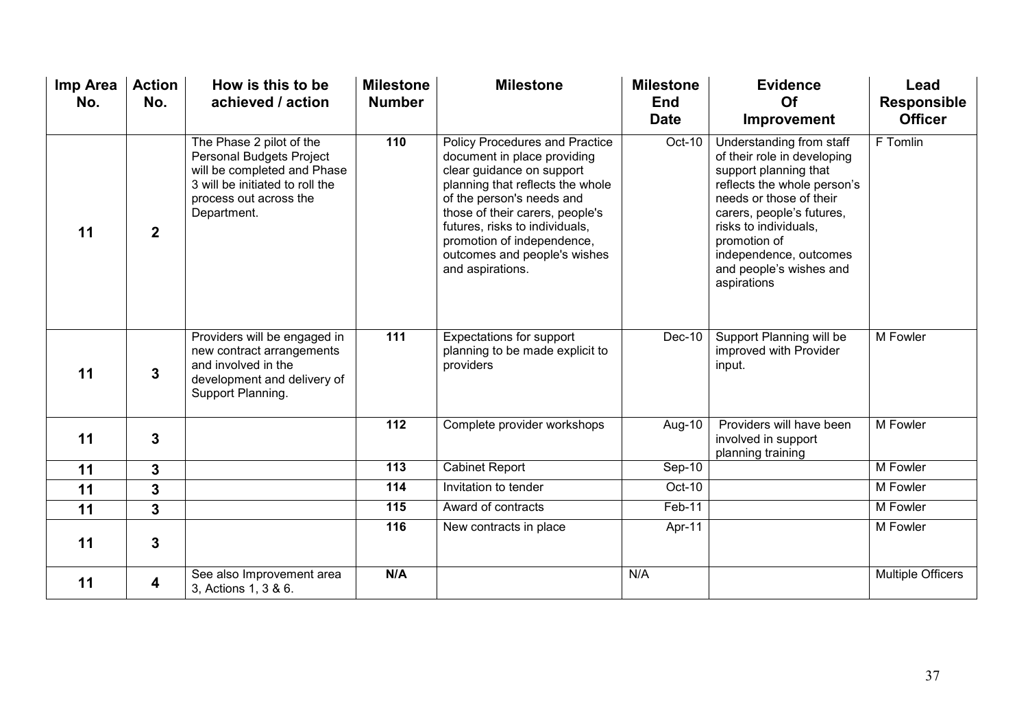| Imp Area No. | Action No. | How is this to be achieved / action | Milestone Number | Milestone | Milestone End Date | Evidence Of Improvement | Lead Responsible Officer |
|---|---|---|---|---|---|---|---|
| 11 | 2 | The Phase 2 pilot of the Personal Budgets Project will be completed and Phase 3 will be initiated to roll the process out across the Department. | 110 | Policy Procedures and Practice document in place providing clear guidance on support planning that reflects the whole of the person's needs and those of their carers, people's futures, risks to individuals, promotion of independence, outcomes and people's wishes and aspirations. | Oct-10 | Understanding from staff of their role in developing support planning that reflects the whole person's needs or those of their carers, people's futures, risks to individuals, promotion of independence, outcomes and people's wishes and aspirations | F Tomlin |
| 11 | 3 | Providers will be engaged in new contract arrangements and involved in the development and delivery of Support Planning. | 111 | Expectations for support planning to be made explicit to providers | Dec-10 | Support Planning will be improved with Provider input. | M Fowler |
| 11 | 3 | | 112 | Complete provider workshops | Aug-10 | Providers will have been involved in support planning training | M Fowler |
| 11 | 3 | | 113 | Cabinet Report | Sep-10 | | M Fowler |
| 11 | 3 | | 114 | Invitation to tender | Oct-10 | | M Fowler |
| 11 | 3 | | 115 | Award of contracts | Feb-11 | | M Fowler |
| 11 | 3 | | 116 | New contracts in place | Apr-11 | | M Fowler |
| 11 | 4 | See also Improvement area 3, Actions 1, 3 & 6. | N/A | | N/A | | Multiple Officers |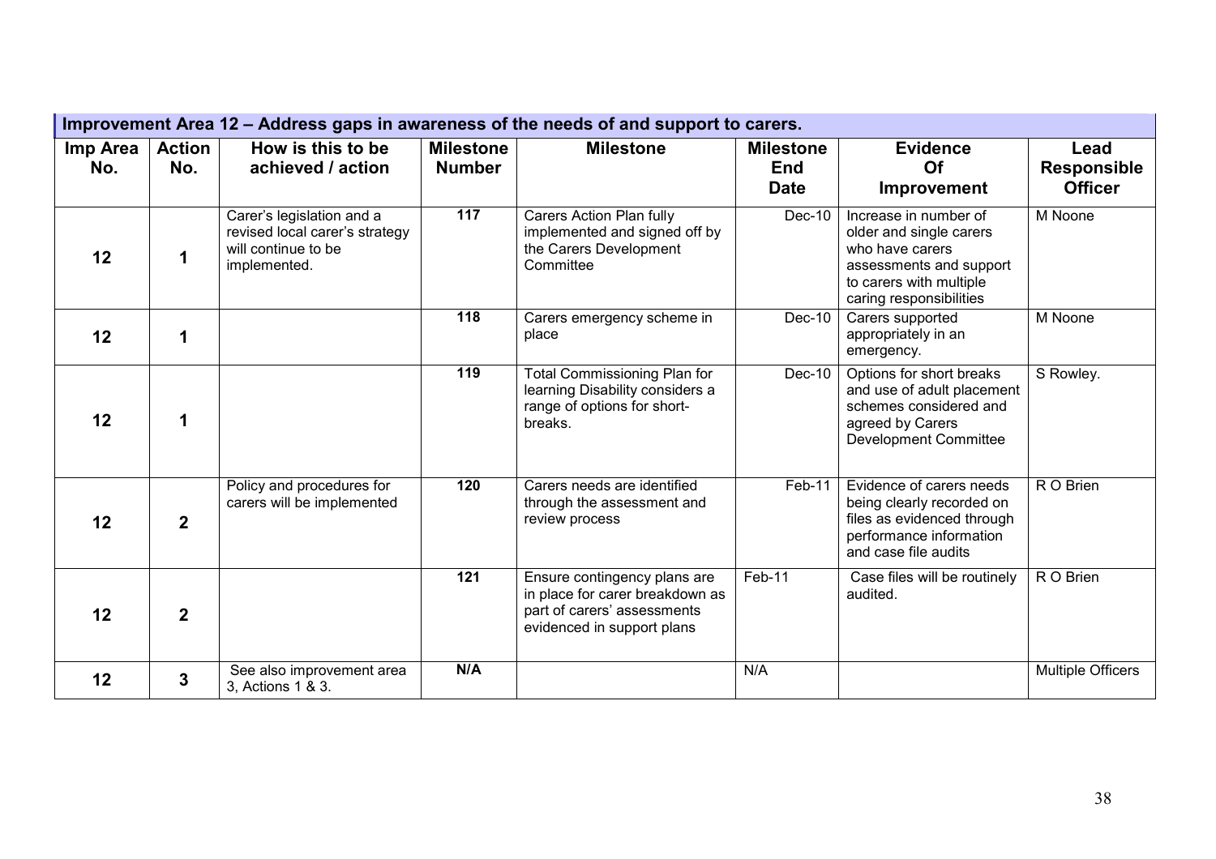## Improvement Area 12 – Address gaps in awareness of the needs of and support to carers.

| Imp Area No. | Action No. | How is this to be achieved / action | Milestone Number | Milestone | Milestone End Date | Evidence Of Improvement | Lead Responsible Officer |
|---|---|---|---|---|---|---|---|
| 12 | 1 | Carer's legislation and a revised local carer's strategy will continue to be implemented. | 117 | Carers Action Plan fully implemented and signed off by the Carers Development Committee | Dec-10 | Increase in number of older and single carers who have carers assessments and support to carers with multiple caring responsibilities | M Noone |
| 12 | 1 | | 118 | Carers emergency scheme in place | Dec-10 | Carers supported appropriately in an emergency. | M Noone |
| 12 | 1 | | 119 | Total Commissioning Plan for learning Disability considers a range of options for short-breaks. | Dec-10 | Options for short breaks and use of adult placement schemes considered and agreed by Carers Development Committee | S Rowley. |
| 12 | 2 | Policy and procedures for carers will be implemented | 120 | Carers needs are identified through the assessment and review process | Feb-11 | Evidence of carers needs being clearly recorded on files as evidenced through performance information and case file audits | R O Brien |
| 12 | 2 | | 121 | Ensure contingency plans are in place for carer breakdown as part of carers' assessments evidenced in support plans | Feb-11 | Case files will be routinely audited. | R O Brien |
| 12 | 3 | See also improvement area 3, Actions 1 & 3. | N/A | | N/A | | Multiple Officers |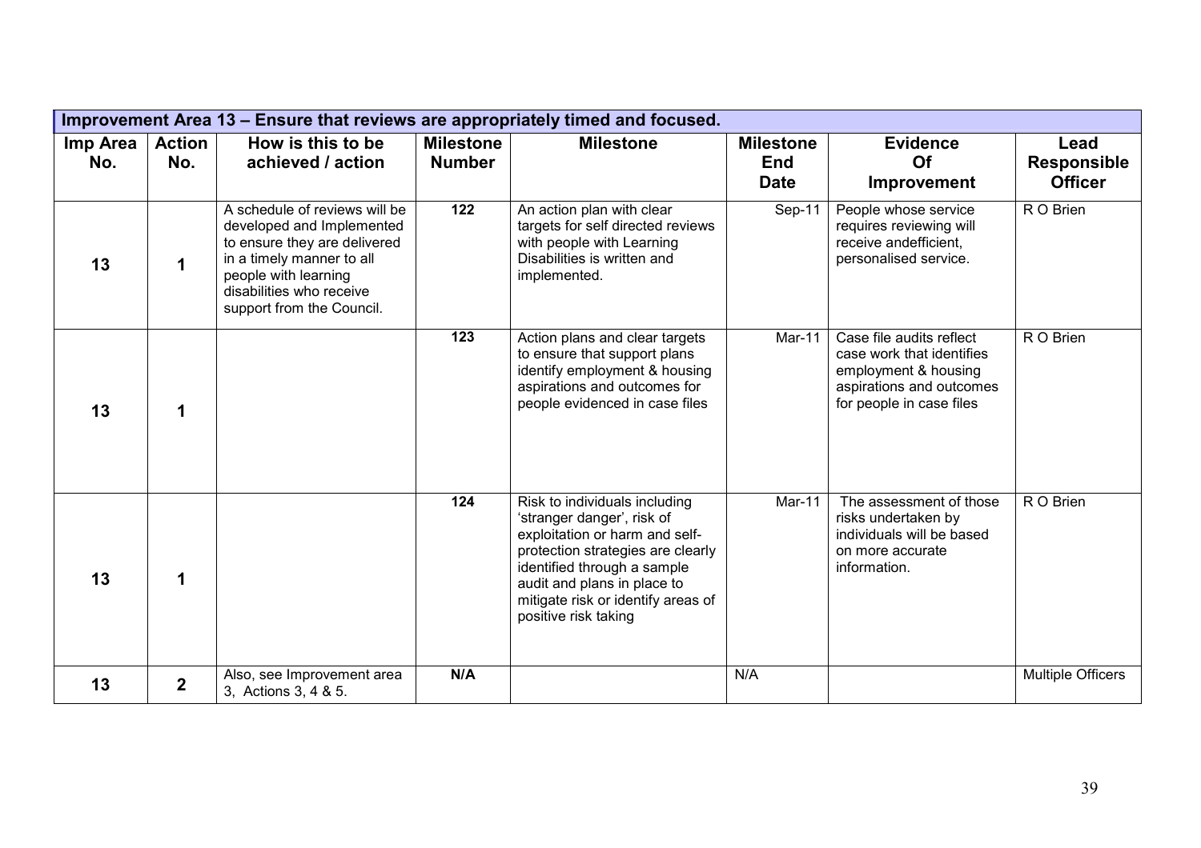| Improvement Area 13 – Ensure that reviews are appropriately timed and focused. | | | | | | | |
|---|---|---|---|---|---|---|---|
| **Imp Area No.** | **Action No.** | **How is this to be achieved / action** | **Milestone Number** | **Milestone** | **Milestone End Date** | **Evidence Of Improvement** | **Lead Responsible Officer** |
| **13** | **1** | A schedule of reviews will be developed and Implemented to ensure they are delivered in a timely manner to all people with learning disabilities who receive support from the Council. | **122** | An action plan with clear targets for self directed reviews with people with Learning Disabilities is written and implemented. | Sep-11 | People whose service requires reviewing will receive andefficient, personalised service. | R O Brien |
| **13** | **1** | | **123** | Action plans and clear targets to ensure that support plans identify employment & housing aspirations and outcomes for people evidenced in case files | Mar-11 | Case file audits reflect case work that identifies employment & housing aspirations and outcomes for people in case files | R O Brien |
| **13** | **1** | | **124** | Risk to individuals including 'stranger danger', risk of exploitation or harm and self-protection strategies are clearly identified through a sample audit and plans in place to mitigate risk or identify areas of positive risk taking | Mar-11 | The assessment of those risks undertaken by individuals will be based on more accurate information. | R O Brien |
| **13** | **2** | Also, see Improvement area 3, Actions 3, 4 & 5. | **N/A** | | N/A | | Multiple Officers |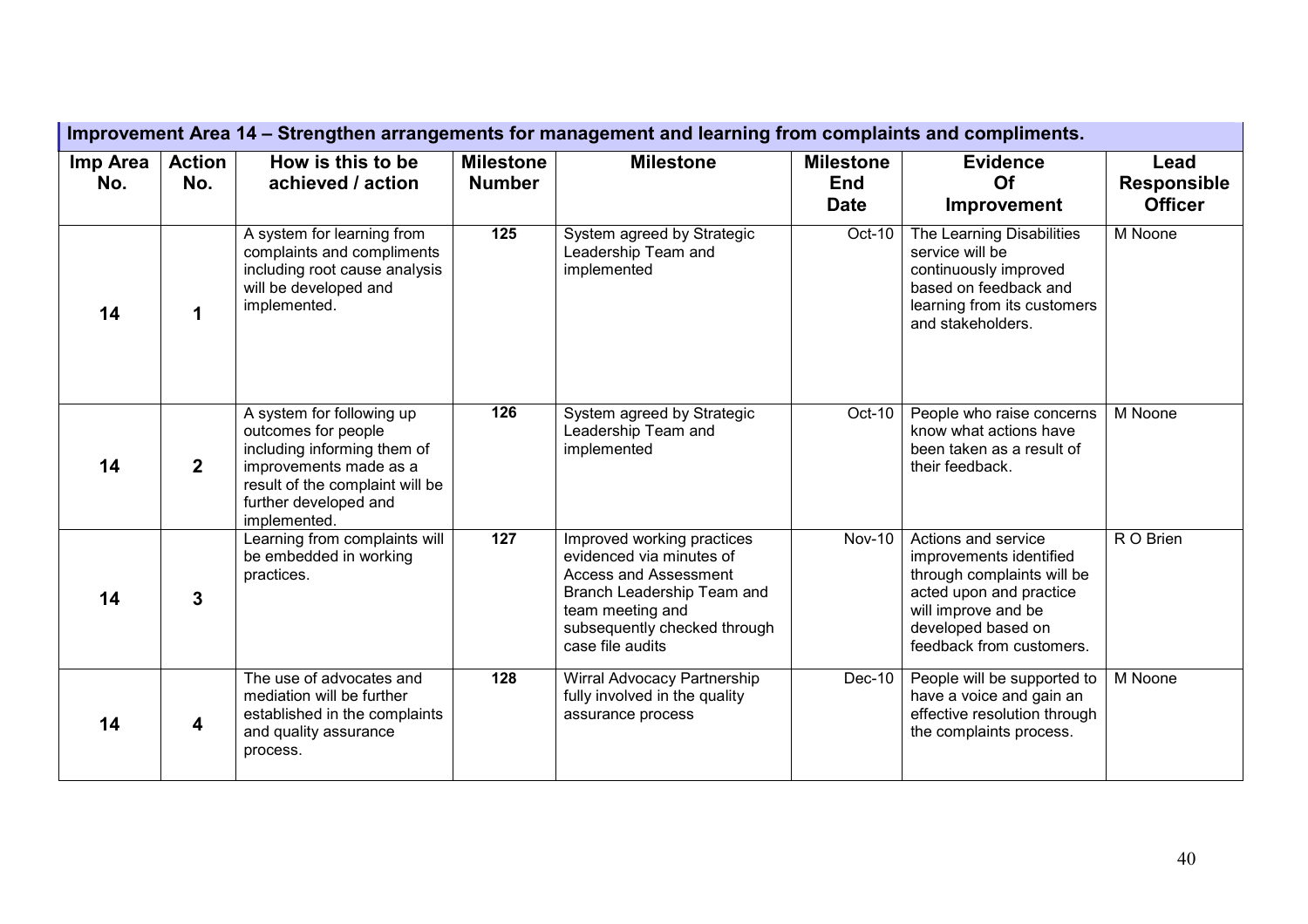| Improvement Area 14 – Strengthen arrangements for management and learning from complaints and compliments. | | | | | | | |
|---|---|---|---|---|---|---|---|
| **Imp Area No.** | **Action No.** | **How is this to be achieved / action** | **Milestone Number** | **Milestone** | **Milestone End Date** | **Evidence Of Improvement** | **Lead Responsible Officer** |
| **14** | **1** | A system for learning from complaints and compliments including root cause analysis will be developed and implemented. | **125** | System agreed by Strategic Leadership Team and implemented | Oct-10 | The Learning Disabilities service will be continuously improved based on feedback and learning from its customers and stakeholders. | M Noone |
| **14** | **2** | A system for following up outcomes for people including informing them of improvements made as a result of the complaint will be further developed and implemented. | **126** | System agreed by Strategic Leadership Team and implemented | Oct-10 | People who raise concerns know what actions have been taken as a result of their feedback. | M Noone |
| **14** | **3** | Learning from complaints will be embedded in working practices. | **127** | Improved working practices evidenced via minutes of Access and Assessment Branch Leadership Team and team meeting and subsequently checked through case file audits | Nov-10 | Actions and service improvements identified through complaints will be acted upon and practice will improve and be developed based on feedback from customers. | R O Brien |
| **14** | **4** | The use of advocates and mediation will be further established in the complaints and quality assurance process. | **128** | Wirral Advocacy Partnership fully involved in the quality assurance process | Dec-10 | People will be supported to have a voice and gain an effective resolution through the complaints process. | M Noone |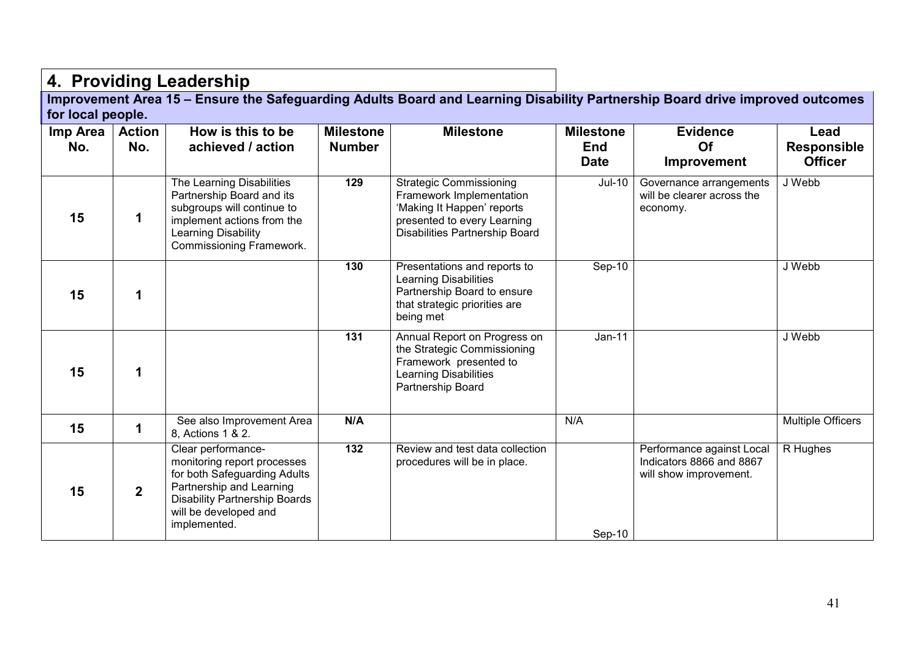## 4. Providing Leadership

**Improvement Area 15 – Ensure the Safeguarding Adults Board and Learning Disability Partnership Board drive improved outcomes for local people.**

| Imp Area No. | Action No. | How is this to be achieved / action | Milestone Number | Milestone | Milestone End Date | Evidence Of Improvement | Lead Responsible Officer |
|---|---|---|---|---|---|---|---|
| 15 | 1 | The Learning Disabilities Partnership Board and its subgroups will continue to implement actions from the Learning Disability Commissioning Framework. | 129 | Strategic Commissioning Framework Implementation 'Making It Happen' reports presented to every Learning Disabilities Partnership Board | Jul-10 | Governance arrangements will be clearer across the economy. | J Webb |
| 15 | 1 | | 130 | Presentations and reports to Learning Disabilities Partnership Board to ensure that strategic priorities are being met | Sep-10 | | J Webb |
| 15 | 1 | | 131 | Annual Report on Progress on the Strategic Commissioning Framework presented to Learning Disabilities Partnership Board | Jan-11 | | J Webb |
| 15 | 1 | See also Improvement Area 8, Actions 1 & 2. | N/A | | N/A | | Multiple Officers |
| 15 | 2 | Clear performance-monitoring report processes for both Safeguarding Adults Partnership and Learning Disability Partnership Boards will be developed and implemented. | 132 | Review and test data collection procedures will be in place. | Sep-10 | Performance against Local Indicators 8866 and 8867 will show improvement. | R Hughes |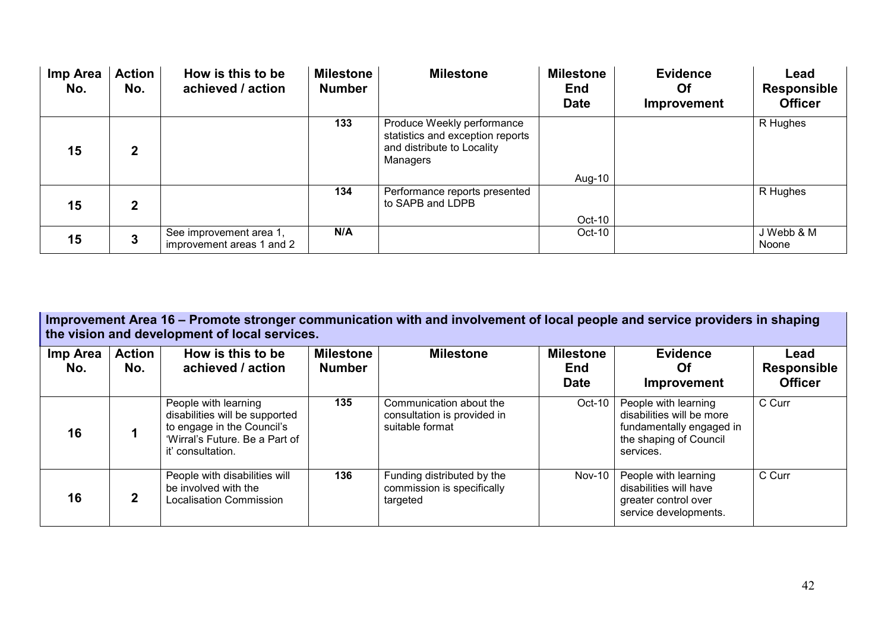| Imp Area No. | Action No. | How is this to be achieved / action | Milestone Number | Milestone | Milestone End Date | Evidence Of Improvement | Lead Responsible Officer |
|---|---|---|---|---|---|---|---|
| 15 | 2 | | 133 | Produce Weekly performance statistics and exception reports and distribute to Locality Managers | Aug-10 | | R Hughes |
| 15 | 2 | | 134 | Performance reports presented to SAPB and LDPB | Oct-10 | | R Hughes |
| 15 | 3 | See improvement area 1, improvement areas 1 and 2 | N/A | | Oct-10 | | J Webb & M Noone |

**Improvement Area 16 – Promote stronger communication with and involvement of local people and service providers in shaping the vision and development of local services.**

| Imp Area No. | Action No. | How is this to be achieved / action | Milestone Number | Milestone | Milestone End Date | Evidence Of Improvement | Lead Responsible Officer |
|---|---|---|---|---|---|---|---|
| 16 | 1 | People with learning disabilities will be supported to engage in the Council's 'Wirral's Future. Be a Part of it' consultation. | 135 | Communication about the consultation is provided in suitable format | Oct-10 | People with learning disabilities will be more fundamentally engaged in the shaping of Council services. | C Curr |
| 16 | 2 | People with disabilities will be involved with the Localisation Commission | 136 | Funding distributed by the commission is specifically targeted | Nov-10 | People with learning disabilities will have greater control over service developments. | C Curr |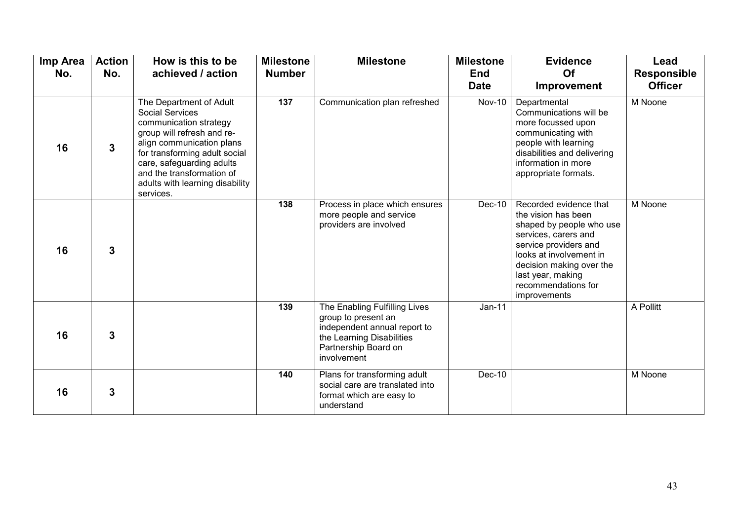| Imp Area No. | Action No. | How is this to be achieved / action | Milestone Number | Milestone | Milestone End Date | Evidence Of Improvement | Lead Responsible Officer |
|---|---|---|---|---|---|---|---|
| 16 | 3 | The Department of Adult Social Services communication strategy group will refresh and re-align communication plans for transforming adult social care, safeguarding adults and the transformation of adults with learning disability services. | 137 | Communication plan refreshed | Nov-10 | Departmental Communications will be more focussed upon communicating with people with learning disabilities and delivering information in more appropriate formats. | M Noone |
| 16 | 3 | | 138 | Process in place which ensures more people and service providers are involved | Dec-10 | Recorded evidence that the vision has been shaped by people who use services, carers and service providers and looks at involvement in decision making over the last year, making recommendations for improvements | M Noone |
| 16 | 3 | | 139 | The Enabling Fulfilling Lives group to present an independent annual report to the Learning Disabilities Partnership Board on involvement | Jan-11 | | A Pollitt |
| 16 | 3 | | 140 | Plans for transforming adult social care are translated into format which are easy to understand | Dec-10 | | M Noone |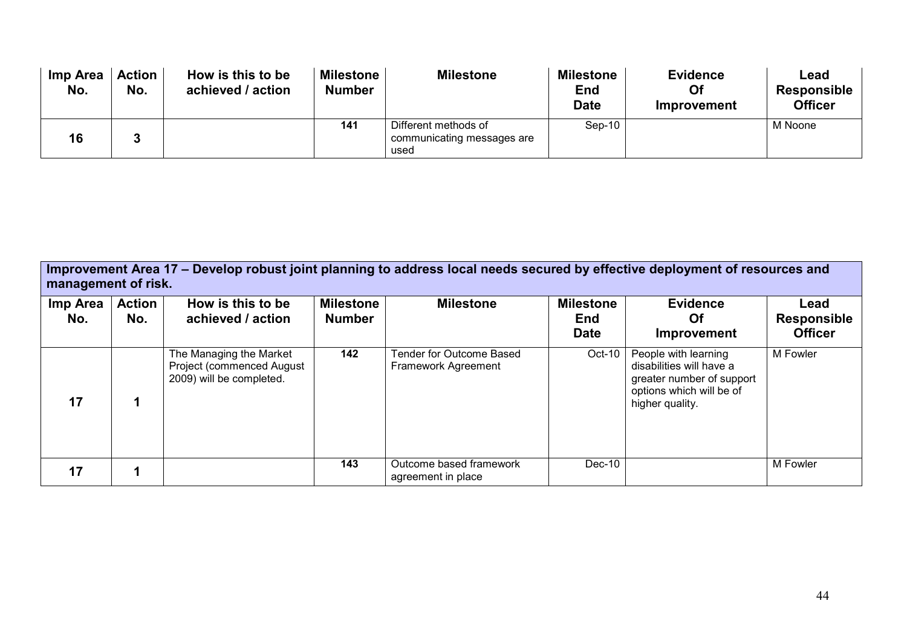| Imp Area No. | Action No. | How is this to be achieved / action | Milestone Number | Milestone | Milestone End Date | Evidence Of Improvement | Lead Responsible Officer |
|---|---|---|---|---|---|---|---|
| 16 | 3 | | 141 | Different methods of communicating messages are used | Sep-10 | | M Noone |

**Improvement Area 17 – Develop robust joint planning to address local needs secured by effective deployment of resources and management of risk.**

| Imp Area No. | Action No. | How is this to be achieved / action | Milestone Number | Milestone | Milestone End Date | Evidence Of Improvement | Lead Responsible Officer |
|---|---|---|---|---|---|---|---|
| 17 | 1 | The Managing the Market Project (commenced August 2009) will be completed. | 142 | Tender for Outcome Based Framework Agreement | Oct-10 | People with learning disabilities will have a greater number of support options which will be of higher quality. | M Fowler |
| 17 | 1 | | 143 | Outcome based framework agreement in place | Dec-10 | | M Fowler |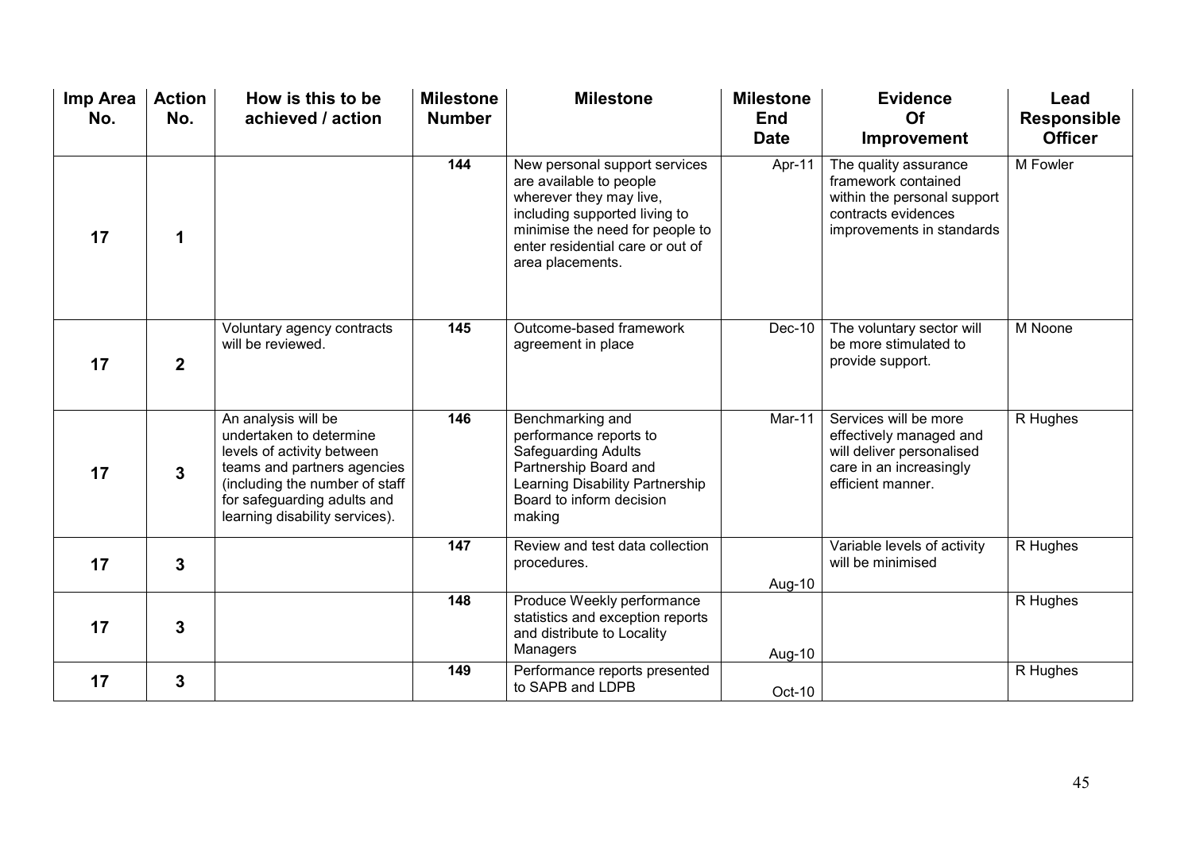| Imp Area No. | Action No. | How is this to be achieved / action | Milestone Number | Milestone | Milestone End Date | Evidence Of Improvement | Lead Responsible Officer |
|---|---|---|---|---|---|---|---|
| 17 | 1 | | 144 | New personal support services are available to people wherever they may live, including supported living to minimise the need for people to enter residential care or out of area placements. | Apr-11 | The quality assurance framework contained within the personal support contracts evidences improvements in standards | M Fowler |
| 17 | 2 | Voluntary agency contracts will be reviewed. | 145 | Outcome-based framework agreement in place | Dec-10 | The voluntary sector will be more stimulated to provide support. | M Noone |
| 17 | 3 | An analysis will be undertaken to determine levels of activity between teams and partners agencies (including the number of staff for safeguarding adults and learning disability services). | 146 | Benchmarking and performance reports to Safeguarding Adults Partnership Board and Learning Disability Partnership Board to inform decision making | Mar-11 | Services will be more effectively managed and will deliver personalised care in an increasingly efficient manner. | R Hughes |
| 17 | 3 | | 147 | Review and test data collection procedures. | Aug-10 | Variable levels of activity will be minimised | R Hughes |
| 17 | 3 | | 148 | Produce Weekly performance statistics and exception reports and distribute to Locality Managers | Aug-10 | | R Hughes |
| 17 | 3 | | 149 | Performance reports presented to SAPB and LDPB | Oct-10 | | R Hughes |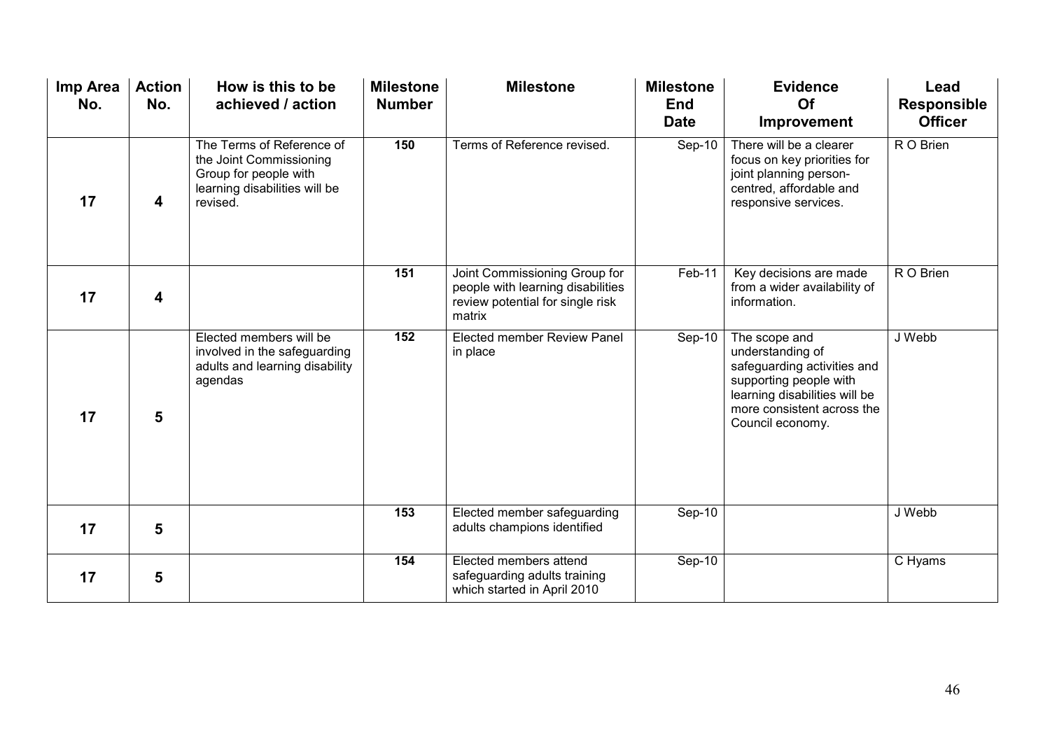| Imp Area No. | Action No. | How is this to be achieved / action | Milestone Number | Milestone | Milestone End Date | Evidence Of Improvement | Lead Responsible Officer |
|---|---|---|---|---|---|---|---|
| 17 | 4 | The Terms of Reference of the Joint Commissioning Group for people with learning disabilities will be revised. | 150 | Terms of Reference revised. | Sep-10 | There will be a clearer focus on key priorities for joint planning person-centred, affordable and responsive services. | R O Brien |
| 17 | 4 | | 151 | Joint Commissioning Group for people with learning disabilities review potential for single risk matrix | Feb-11 | Key decisions are made from a wider availability of information. | R O Brien |
| 17 | 5 | Elected members will be involved in the safeguarding adults and learning disability agendas | 152 | Elected member Review Panel in place | Sep-10 | The scope and understanding of safeguarding activities and supporting people with learning disabilities will be more consistent across the Council economy. | J Webb |
| 17 | 5 | | 153 | Elected member safeguarding adults champions identified | Sep-10 | | J Webb |
| 17 | 5 | | 154 | Elected members attend safeguarding adults training which started in April 2010 | Sep-10 | | C Hyams |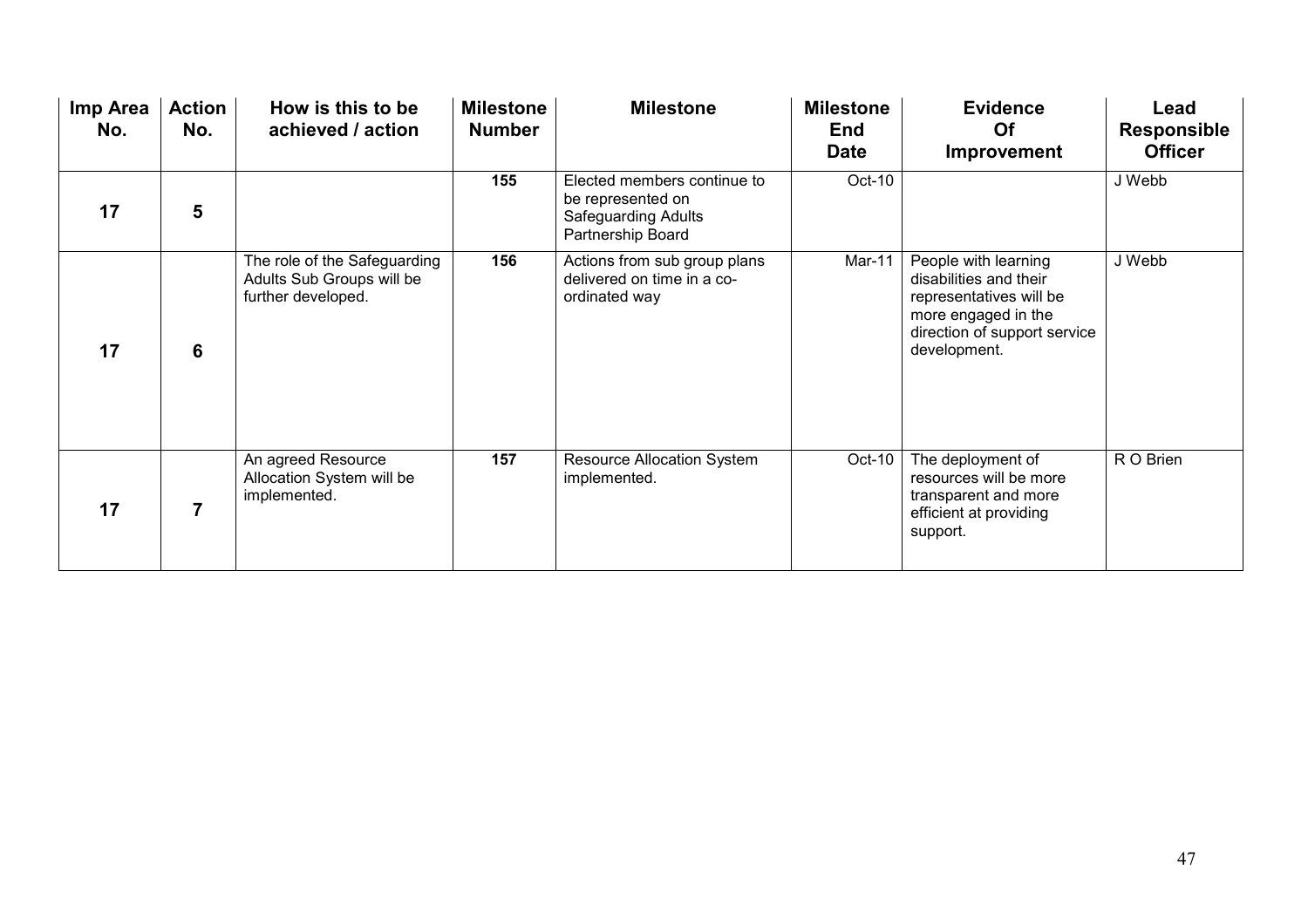| Imp Area No. | Action No. | How is this to be achieved / action | Milestone Number | Milestone | Milestone End Date | Evidence Of Improvement | Lead Responsible Officer |
|---|---|---|---|---|---|---|---|
| **17** | **5** | | **155** | Elected members continue to be represented on Safeguarding Adults Partnership Board | Oct-10 | | J Webb |
| **17** | **6** | The role of the Safeguarding Adults Sub Groups will be further developed. | **156** | Actions from sub group plans delivered on time in a co-ordinated way | Mar-11 | People with learning disabilities and their representatives will be more engaged in the direction of support service development. | J Webb |
| **17** | **7** | An agreed Resource Allocation System will be implemented. | **157** | Resource Allocation System implemented. | Oct-10 | The deployment of resources will be more transparent and more efficient at providing support. | R O Brien |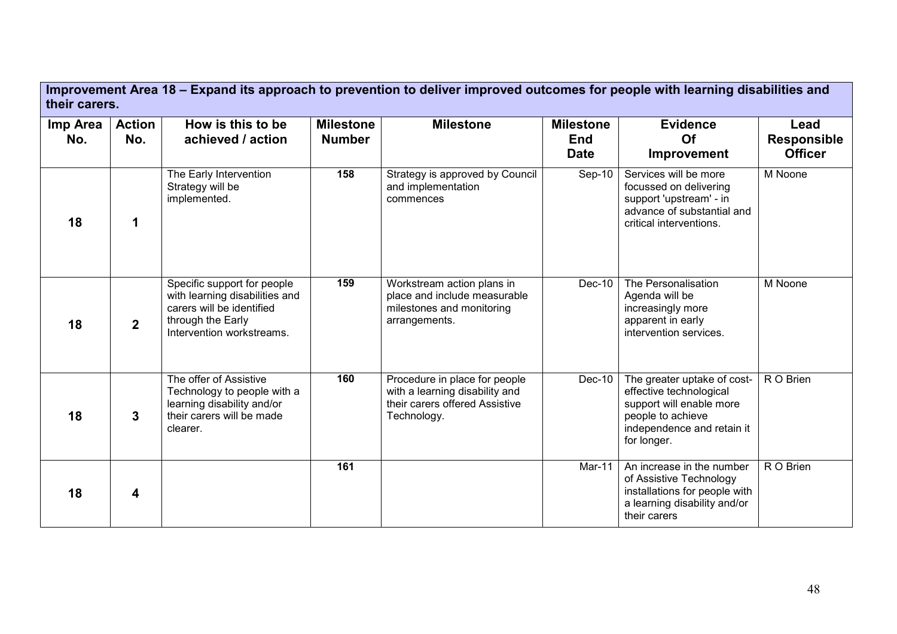| Improvement Area 18 – Expand its approach to prevention to deliver improved outcomes for people with learning disabilities and their carers. | | | | | | | |
|---|---|---|---|---|---|---|---|
| **Imp Area No.** | **Action No.** | **How is this to be achieved / action** | **Milestone Number** | **Milestone** | **Milestone End Date** | **Evidence Of Improvement** | **Lead Responsible Officer** |
| **18** | **1** | The Early Intervention Strategy will be implemented. | **158** | Strategy is approved by Council and implementation commences | Sep-10 | Services will be more focussed on delivering support 'upstream' - in advance of substantial and critical interventions. | M Noone |
| **18** | **2** | Specific support for people with learning disabilities and carers will be identified through the Early Intervention workstreams. | **159** | Workstream action plans in place and include measurable milestones and monitoring arrangements. | Dec-10 | The Personalisation Agenda will be increasingly more apparent in early intervention services. | M Noone |
| **18** | **3** | The offer of Assistive Technology to people with a learning disability and/or their carers will be made clearer. | **160** | Procedure in place for people with a learning disability and their carers offered Assistive Technology. | Dec-10 | The greater uptake of cost-effective technological support will enable more people to achieve independence and retain it for longer. | R O Brien |
| **18** | **4** | | **161** | | Mar-11 | An increase in the number of Assistive Technology installations for people with a learning disability and/or their carers | R O Brien |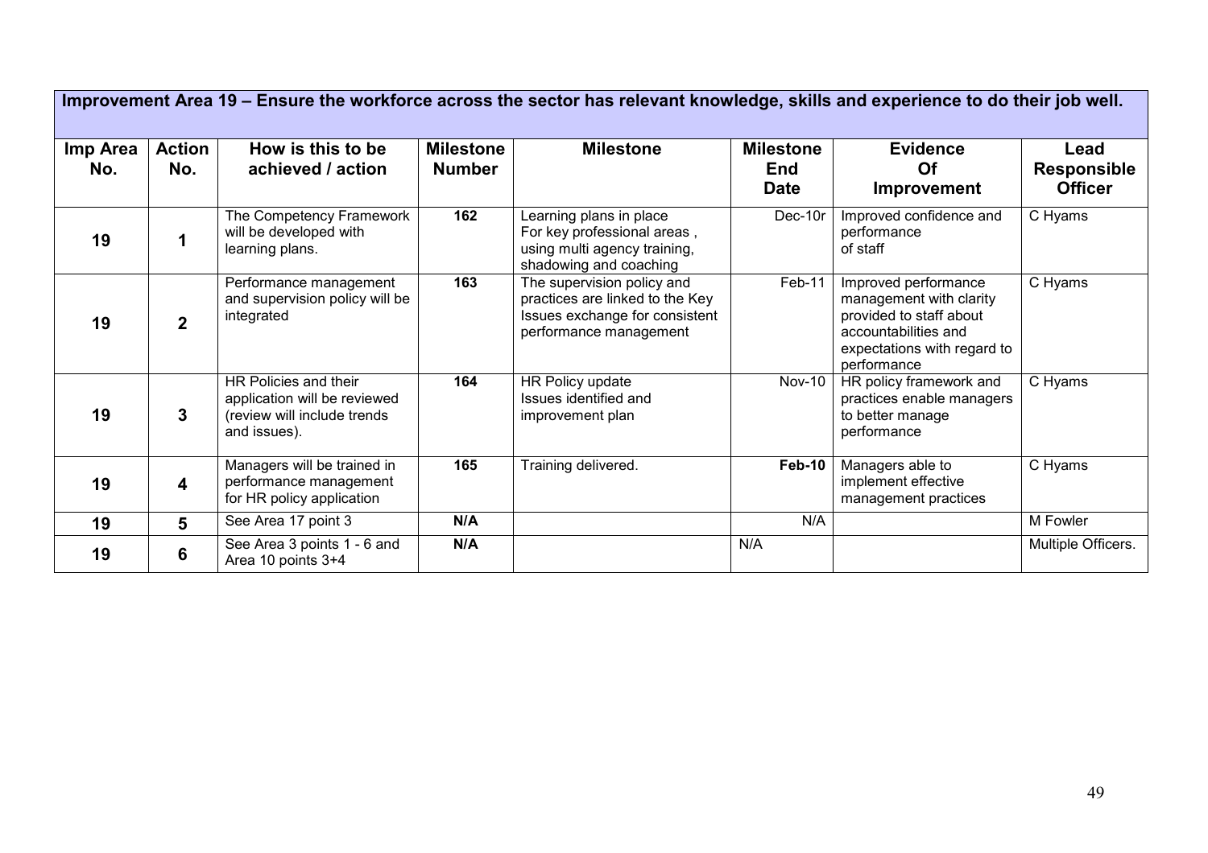| Improvement Area 19 – Ensure the workforce across the sector has relevant knowledge, skills and experience to do their job well. | | | | | | | |
|---|---|---|---|---|---|---|---|
| **Imp Area No.** | **Action No.** | **How is this to be achieved / action** | **Milestone Number** | **Milestone** | **Milestone End Date** | **Evidence Of Improvement** | **Lead Responsible Officer** |
| **19** | **1** | The Competency Framework will be developed with learning plans. | **162** | Learning plans in place For key professional areas , using multi agency training, shadowing and coaching | Dec-10r | Improved confidence and performance of staff | C Hyams |
| **19** | **2** | Performance management and supervision policy will be integrated | **163** | The supervision policy and practices are linked to the Key Issues exchange for consistent performance management | Feb-11 | Improved performance management with clarity provided to staff about accountabilities and expectations with regard to performance | C Hyams |
| **19** | **3** | HR Policies and their application will be reviewed (review will include trends and issues). | **164** | HR Policy update Issues identified and improvement plan | Nov-10 | HR policy framework and practices enable managers to better manage performance | C Hyams |
| **19** | **4** | Managers will be trained in performance management for HR policy application | **165** | Training delivered. | **Feb-10** | Managers able to implement effective management practices | C Hyams |
| **19** | **5** | See Area 17 point 3 | **N/A** | | N/A | | M Fowler |
| **19** | **6** | See Area 3 points 1 - 6 and Area 10 points 3+4 | **N/A** | | N/A | | Multiple Officers. |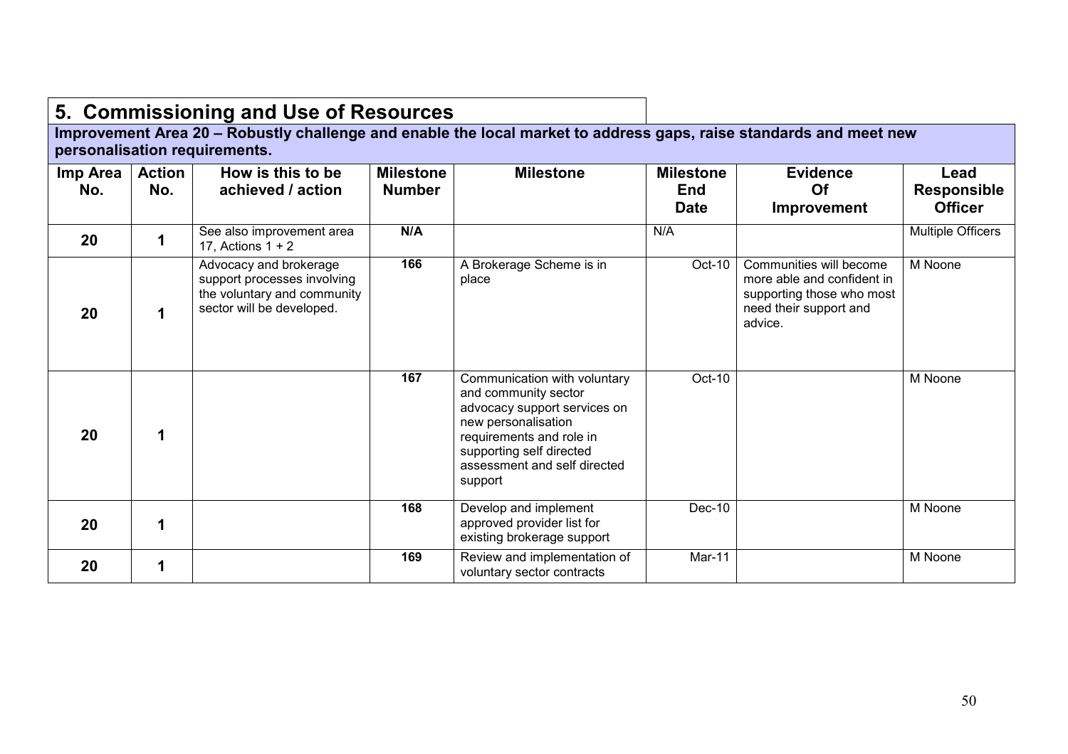## 5. Commissioning and Use of Resources

**Improvement Area 20 – Robustly challenge and enable the local market to address gaps, raise standards and meet new personalisation requirements.**

| Imp Area No. | Action No. | How is this to be achieved / action | Milestone Number | Milestone | Milestone End Date | Evidence Of Improvement | Lead Responsible Officer |
|---|---|---|---|---|---|---|---|
| 20 | 1 | See also improvement area 17, Actions 1 + 2 | N/A | | N/A | | Multiple Officers |
| 20 | 1 | Advocacy and brokerage support processes involving the voluntary and community sector will be developed. | 166 | A Brokerage Scheme is in place | Oct-10 | Communities will become more able and confident in supporting those who most need their support and advice. | M Noone |
| 20 | 1 | | 167 | Communication with voluntary and community sector advocacy support services on new personalisation requirements and role in supporting self directed assessment and self directed support | Oct-10 | | M Noone |
| 20 | 1 | | 168 | Develop and implement approved provider list for existing brokerage support | Dec-10 | | M Noone |
| 20 | 1 | | 169 | Review and implementation of voluntary sector contracts | Mar-11 | | M Noone |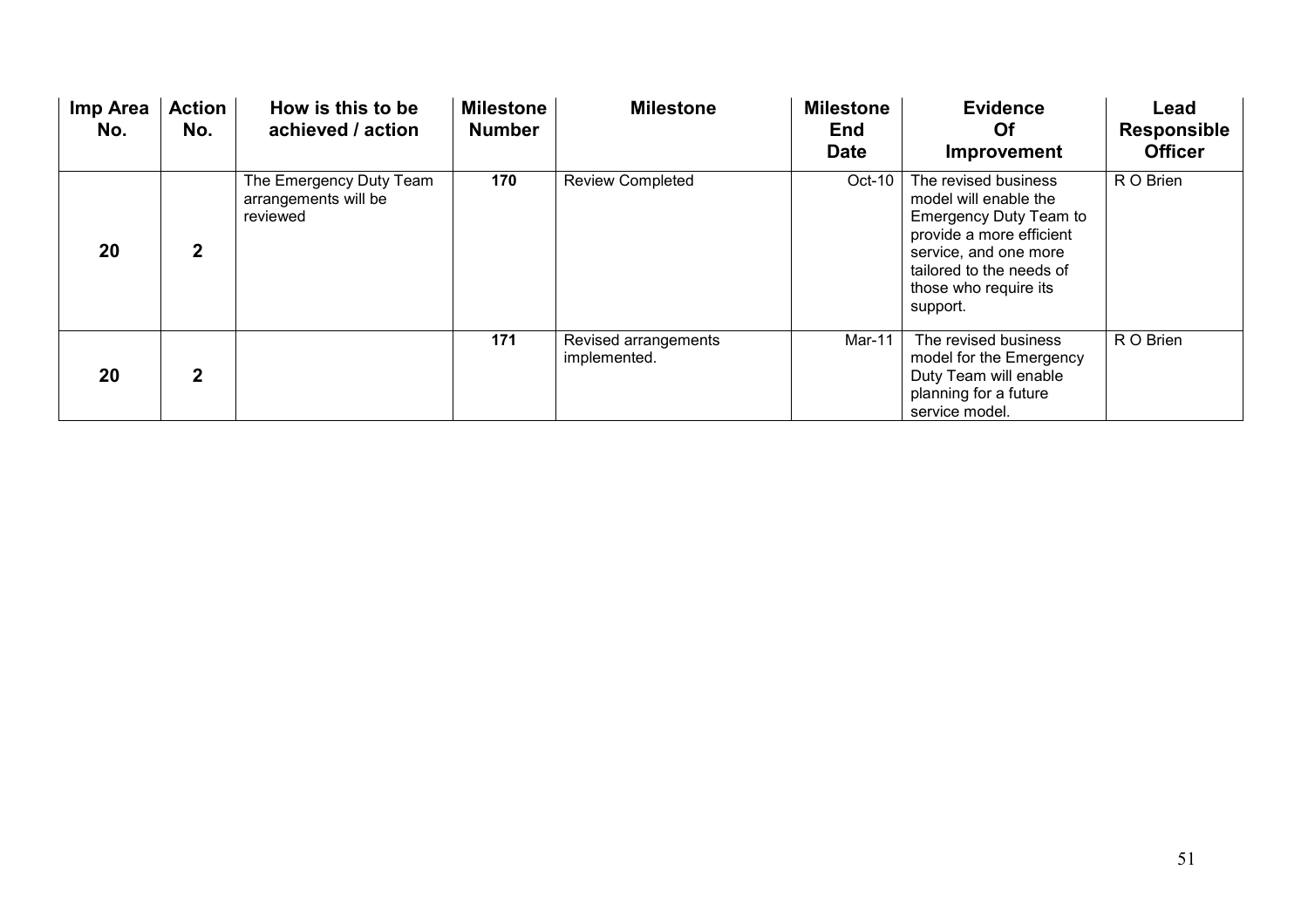| Imp Area No. | Action No. | How is this to be achieved / action | Milestone Number | Milestone | Milestone End Date | Evidence Of Improvement | Lead Responsible Officer |
|---|---|---|---|---|---|---|---|
| 20 | 2 | The Emergency Duty Team arrangements will be reviewed | 170 | Review Completed | Oct-10 | The revised business model will enable the Emergency Duty Team to provide a more efficient service, and one more tailored to the needs of those who require its support. | R O Brien |
| 20 | 2 | | 171 | Revised arrangements implemented. | Mar-11 | The revised business model for the Emergency Duty Team will enable planning for a future service model. | R O Brien |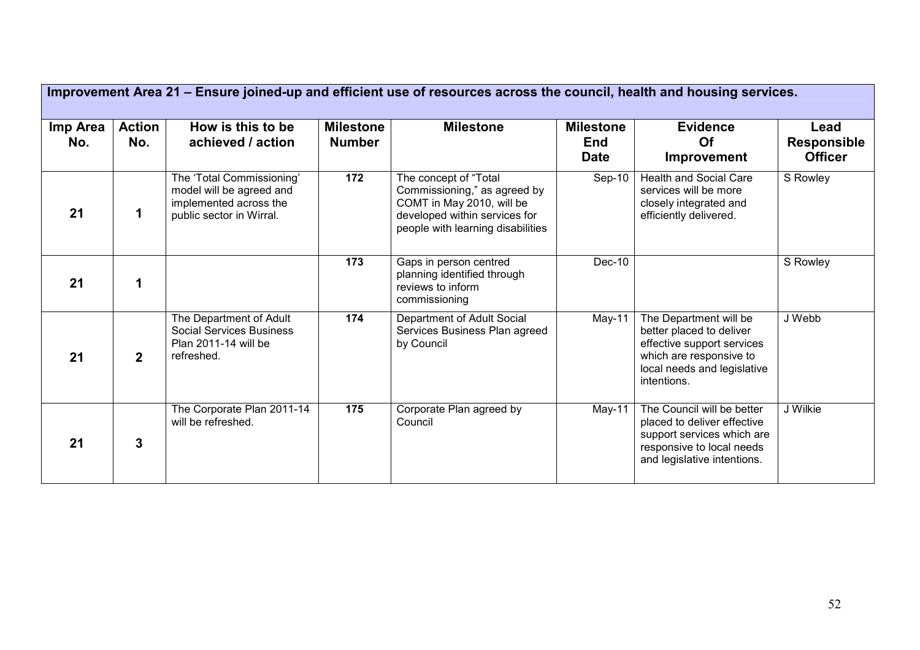| Improvement Area 21 – Ensure joined-up and efficient use of resources across the council, health and housing services. | | | | | | | |
|---|---|---|---|---|---|---|---|
| **Imp Area No.** | **Action No.** | **How is this to be achieved / action** | **Milestone Number** | **Milestone** | **Milestone End Date** | **Evidence Of Improvement** | **Lead Responsible Officer** |
| **21** | **1** | The 'Total Commissioning' model will be agreed and implemented across the public sector in Wirral. | **172** | The concept of "Total Commissioning," as agreed by COMT in May 2010, will be developed within services for people with learning disabilities | Sep-10 | Health and Social Care services will be more closely integrated and efficiently delivered. | S Rowley |
| **21** | **1** | | **173** | Gaps in person centred planning identified through reviews to inform commissioning | Dec-10 | | S Rowley |
| **21** | **2** | The Department of Adult Social Services Business Plan 2011-14 will be refreshed. | **174** | Department of Adult Social Services Business Plan agreed by Council | May-11 | The Department will be better placed to deliver effective support services which are responsive to local needs and legislative intentions. | J Webb |
| **21** | **3** | The Corporate Plan 2011-14 will be refreshed. | **175** | Corporate Plan agreed by Council | May-11 | The Council will be better placed to deliver effective support services which are responsive to local needs and legislative intentions. | J Wilkie |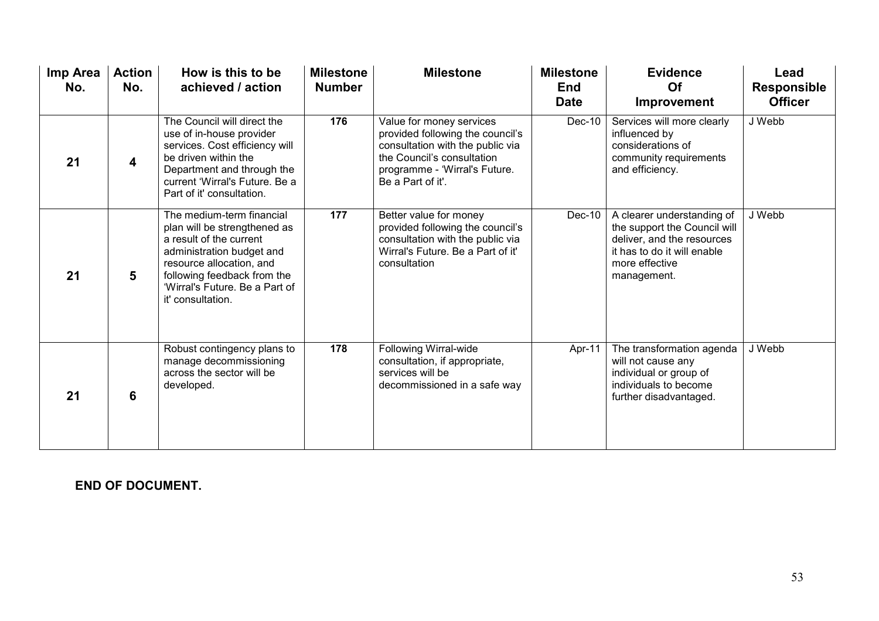| Imp Area No. | Action No. | How is this to be achieved / action | Milestone Number | Milestone | Milestone End Date | Evidence Of Improvement | Lead Responsible Officer |
|---|---|---|---|---|---|---|---|
| **21** | **4** | The Council will direct the use of in-house provider services. Cost efficiency will be driven within the Department and through the current 'Wirral's Future. Be a Part of it' consultation. | **176** | Value for money services provided following the council's consultation with the public via the Council's consultation programme - 'Wirral's Future. Be a Part of it'. | Dec-10 | Services will more clearly influenced by considerations of community requirements and efficiency. | J Webb |
| **21** | **5** | The medium-term financial plan will be strengthened as a result of the current administration budget and resource allocation, and following feedback from the 'Wirral's Future. Be a Part of it' consultation. | **177** | Better value for money provided following the council's consultation with the public via Wirral's Future. Be a Part of it' consultation | Dec-10 | A clearer understanding of the support the Council will deliver, and the resources it has to do it will enable more effective management. | J Webb |
| **21** | **6** | Robust contingency plans to manage decommissioning across the sector will be developed. | **178** | Following Wirral-wide consultation, if appropriate, services will be decommissioned in a safe way | Apr-11 | The transformation agenda will not cause any individual or group of individuals to become further disadvantaged. | J Webb |

**END OF DOCUMENT.**